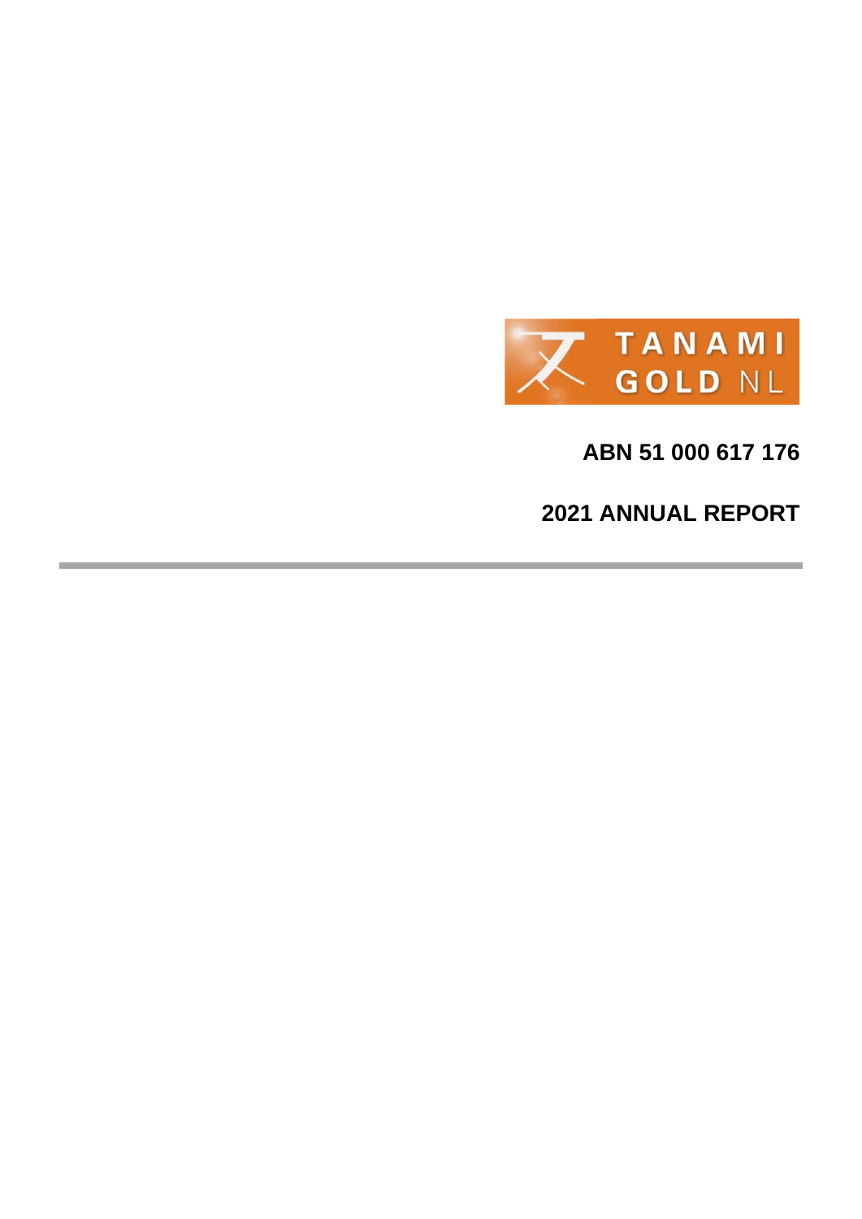TANAMI GOLD NL

**ABN 51 000 617 176**

# 2021 ANNUAL REPORT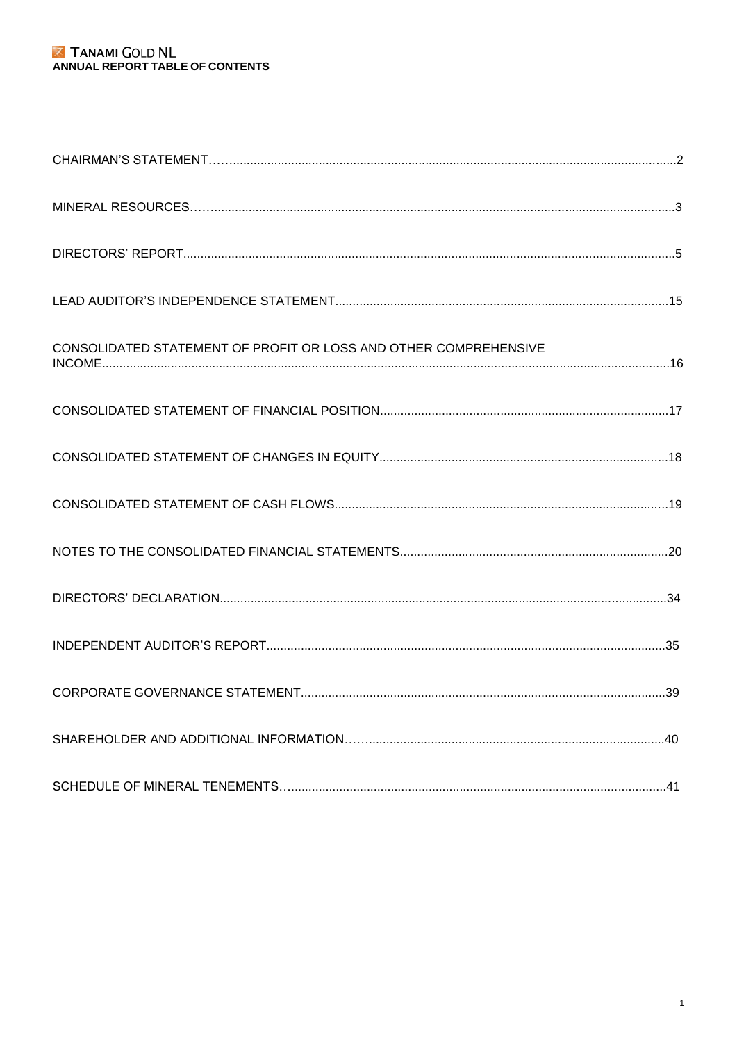# ANNUAL REPORT TABLE OF CONTENTS

| | |
|---|---|
| CHAIRMAN'S STATEMENT | 2 |
| MINERAL RESOURCES | 3 |
| DIRECTORS' REPORT | 5 |
| LEAD AUDITOR'S INDEPENDENCE STATEMENT | 15 |
| CONSOLIDATED STATEMENT OF PROFIT OR LOSS AND OTHER COMPREHENSIVE INCOME | 16 |
| CONSOLIDATED STATEMENT OF FINANCIAL POSITION | 17 |
| CONSOLIDATED STATEMENT OF CHANGES IN EQUITY | 18 |
| CONSOLIDATED STATEMENT OF CASH FLOWS | 19 |
| NOTES TO THE CONSOLIDATED FINANCIAL STATEMENTS | 20 |
| DIRECTORS' DECLARATION | 34 |
| INDEPENDENT AUDITOR'S REPORT | 35 |
| CORPORATE GOVERNANCE STATEMENT | 39 |
| SHAREHOLDER AND ADDITIONAL INFORMATION | 40 |
| SCHEDULE OF MINERAL TENEMENTS | 41 |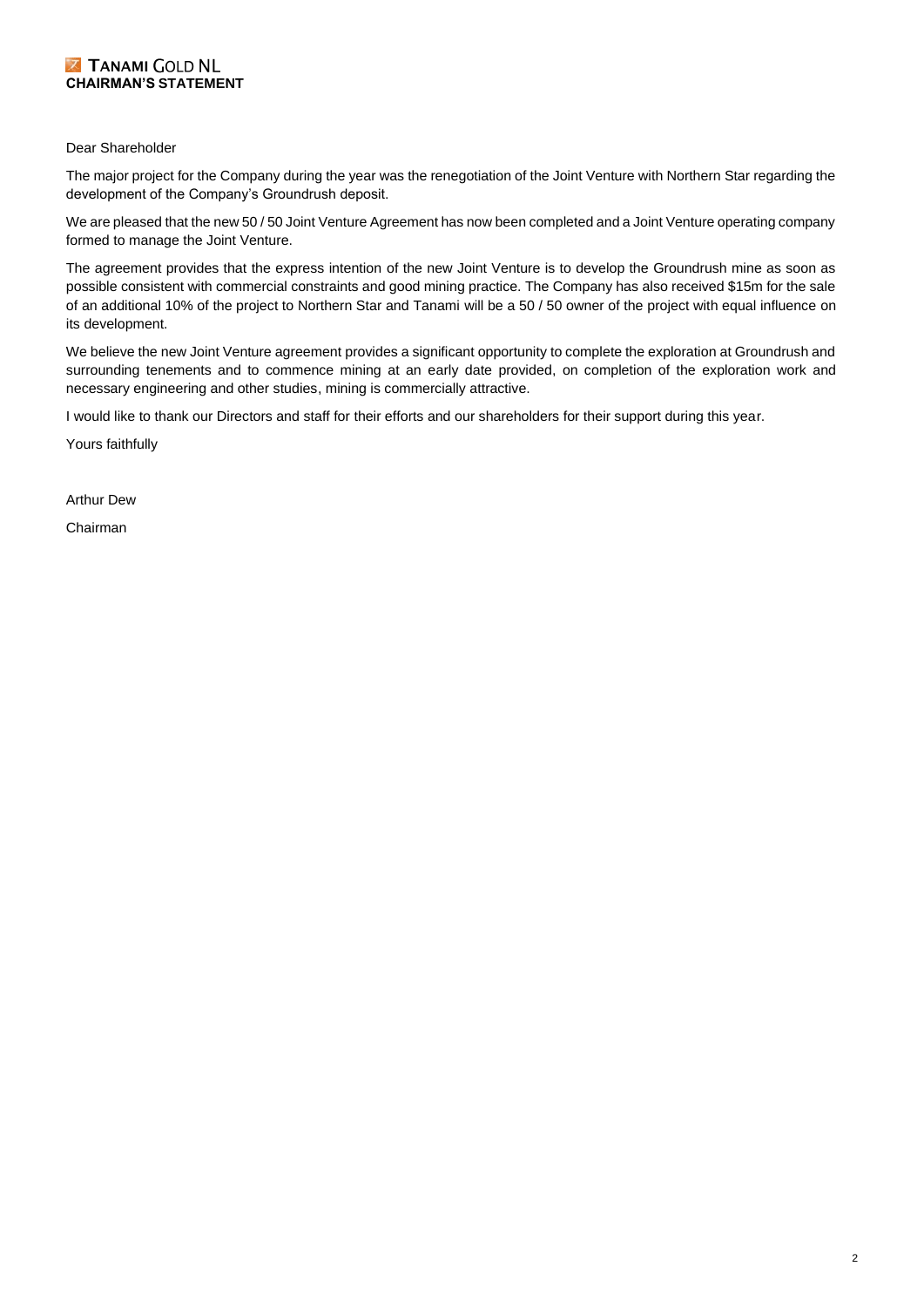# CHAIRMAN'S STATEMENT

Dear Shareholder

The major project for the Company during the year was the renegotiation of the Joint Venture with Northern Star regarding the development of the Company's Groundrush deposit.

We are pleased that the new 50 / 50 Joint Venture Agreement has now been completed and a Joint Venture operating company formed to manage the Joint Venture.

The agreement provides that the express intention of the new Joint Venture is to develop the Groundrush mine as soon as possible consistent with commercial constraints and good mining practice. The Company has also received $15m for the sale of an additional 10% of the project to Northern Star and Tanami will be a 50 / 50 owner of the project with equal influence on its development.

We believe the new Joint Venture agreement provides a significant opportunity to complete the exploration at Groundrush and surrounding tenements and to commence mining at an early date provided, on completion of the exploration work and necessary engineering and other studies, mining is commercially attractive.

I would like to thank our Directors and staff for their efforts and our shareholders for their support during this year.

Yours faithfully

Arthur Dew

Chairman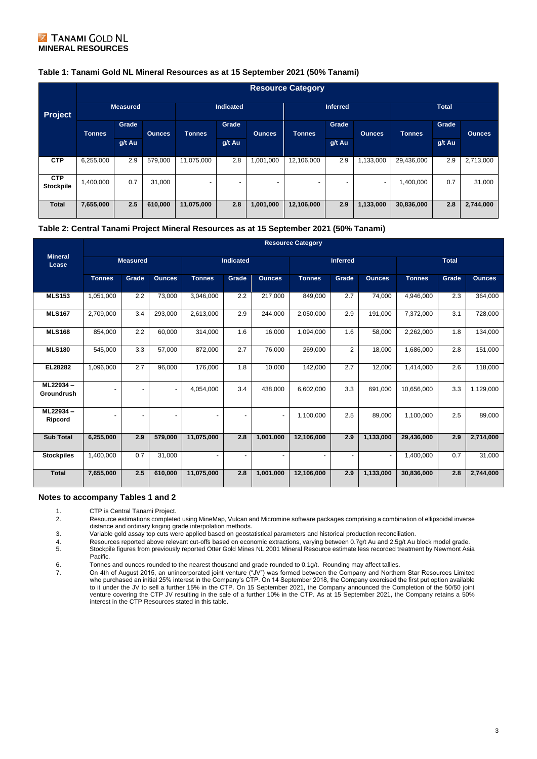**TANAMI GOLD NL**
**MINERAL RESOURCES**

### Table 1: Tanami Gold NL Mineral Resources as at 15 September 2021 (50% Tanami)

| Project | Resource Category | | | | | | | | | | | |
|---|---|---|---|---|---|---|---|---|---|---|---|---|
| | Measured | | | Indicated | | | Inferred | | | Total | | |
| | Tonnes | Grade g/t Au | Ounces | Tonnes | Grade g/t Au | Ounces | Tonnes | Grade g/t Au | Ounces | Tonnes | Grade g/t Au | Ounces |
| **CTP** | 6,255,000 | 2.9 | 579,000 | 11,075,000 | 2.8 | 1,001,000 | 12,106,000 | 2.9 | 1,133,000 | 29,436,000 | 2.9 | 2,713,000 |
| **CTP Stockpile** | 1,400,000 | 0.7 | 31,000 | - | - | - | - | - | - | 1,400,000 | 0.7 | 31,000 |
| **Total** | **7,655,000** | **2.5** | **610,000** | **11,075,000** | **2.8** | **1,001,000** | **12,106,000** | **2.9** | **1,133,000** | **30,836,000** | **2.8** | **2,744,000** |

### Table 2: Central Tanami Project Mineral Resources as at 15 September 2021 (50% Tanami)

| Mineral Lease | Resource Category | | | | | | | | | | | |
|---|---|---|---|---|---|---|---|---|---|---|---|---|
| | Measured | | | Indicated | | | Inferred | | | Total | | |
| | Tonnes | Grade | Ounces | Tonnes | Grade | Ounces | Tonnes | Grade | Ounces | Tonnes | Grade | Ounces |
| **MLS153** | 1,051,000 | 2.2 | 73,000 | 3,046,000 | 2.2 | 217,000 | 849,000 | 2.7 | 74,000 | 4,946,000 | 2.3 | 364,000 |
| **MLS167** | 2,709,000 | 3.4 | 293,000 | 2,613,000 | 2.9 | 244,000 | 2,050,000 | 2.9 | 191,000 | 7,372,000 | 3.1 | 728,000 |
| **MLS168** | 854,000 | 2.2 | 60,000 | 314,000 | 1.6 | 16,000 | 1,094,000 | 1.6 | 58,000 | 2,262,000 | 1.8 | 134,000 |
| **MLS180** | 545,000 | 3.3 | 57,000 | 872,000 | 2.7 | 76,000 | 269,000 | 2 | 18,000 | 1,686,000 | 2.8 | 151,000 |
| **EL28282** | 1,096,000 | 2.7 | 96,000 | 176,000 | 1.8 | 10,000 | 142,000 | 2.7 | 12,000 | 1,414,000 | 2.6 | 118,000 |
| **ML22934 – Groundrush** | - | - | - | 4,054,000 | 3.4 | 438,000 | 6,602,000 | 3.3 | 691,000 | 10,656,000 | 3.3 | 1,129,000 |
| **ML22934 – Ripcord** | - | - | - | - | - | - | 1,100,000 | 2.5 | 89,000 | 1,100,000 | 2.5 | 89,000 |
| **Sub Total** | **6,255,000** | **2.9** | **579,000** | **11,075,000** | **2.8** | **1,001,000** | **12,106,000** | **2.9** | **1,133,000** | **29,436,000** | **2.9** | **2,714,000** |
| **Stockpiles** | 1,400,000 | 0.7 | 31,000 | - | - | - | - | - | - | 1,400,000 | 0.7 | 31,000 |
| **Total** | **7,655,000** | **2.5** | **610,000** | **11,075,000** | **2.8** | **1,001,000** | **12,106,000** | **2.9** | **1,133,000** | **30,836,000** | **2.8** | **2,744,000** |

### Notes to accompany Tables 1 and 2

1. CTP is Central Tanami Project.
2. Resource estimations completed using MineMap, Vulcan and Micromine software packages comprising a combination of ellipsoidal inverse distance and ordinary kriging grade interpolation methods.
3. Variable gold assay top cuts were applied based on geostatistical parameters and historical production reconciliation.
4. Resources reported above relevant cut-offs based on economic extractions, varying between 0.7g/t Au and 2.5g/t Au block model grade.
5. Stockpile figures from previously reported Otter Gold Mines NL 2001 Mineral Resource estimate less recorded treatment by Newmont Asia Pacific.
6. Tonnes and ounces rounded to the nearest thousand and grade rounded to 0.1g/t. Rounding may affect tallies.
7. On 4th of August 2015, an unincorporated joint venture ("JV") was formed between the Company and Northern Star Resources Limited who purchased an initial 25% interest in the Company's CTP. On 14 September 2018, the Company exercised the first put option available to it under the JV to sell a further 15% in the CTP. On 15 September 2021, the Company announced the Completion of the 50/50 joint venture covering the CTP JV resulting in the sale of a further 10% in the CTP. As at 15 September 2021, the Company retains a 50% interest in the CTP Resources stated in this table.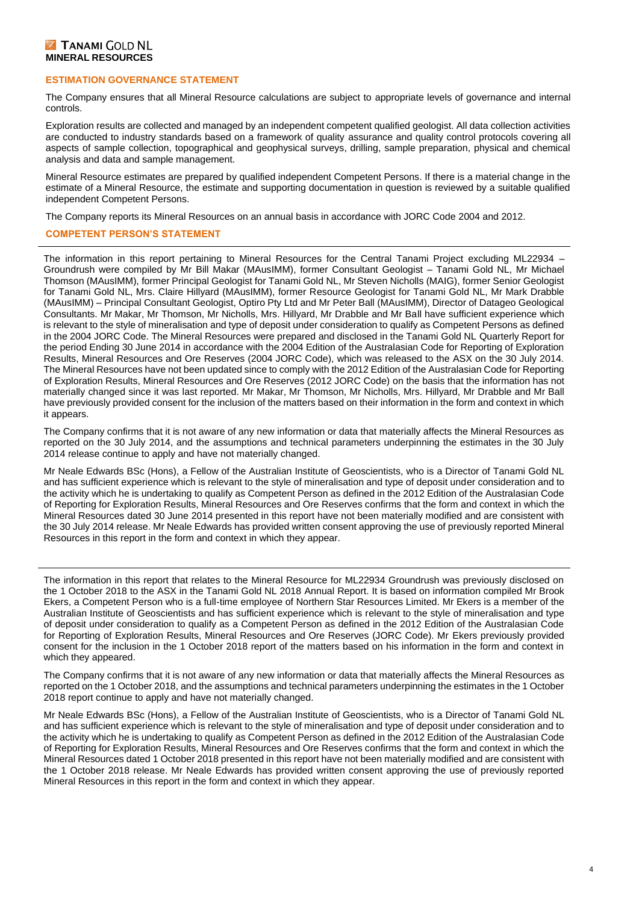## ESTIMATION GOVERNANCE STATEMENT

The Company ensures that all Mineral Resource calculations are subject to appropriate levels of governance and internal controls.

Exploration results are collected and managed by an independent competent qualified geologist. All data collection activities are conducted to industry standards based on a framework of quality assurance and quality control protocols covering all aspects of sample collection, topographical and geophysical surveys, drilling, sample preparation, physical and chemical analysis and data and sample management.

Mineral Resource estimates are prepared by qualified independent Competent Persons. If there is a material change in the estimate of a Mineral Resource, the estimate and supporting documentation in question is reviewed by a suitable qualified independent Competent Persons.

The Company reports its Mineral Resources on an annual basis in accordance with JORC Code 2004 and 2012.

## COMPETENT PERSON'S STATEMENT

The information in this report pertaining to Mineral Resources for the Central Tanami Project excluding ML22934 – Groundrush were compiled by Mr Bill Makar (MAusIMM), former Consultant Geologist – Tanami Gold NL, Mr Michael Thomson (MAusIMM), former Principal Geologist for Tanami Gold NL, Mr Steven Nicholls (MAIG), former Senior Geologist for Tanami Gold NL, Mrs. Claire Hillyard (MAusIMM), former Resource Geologist for Tanami Gold NL, Mr Mark Drabble (MAusIMM) – Principal Consultant Geologist, Optiro Pty Ltd and Mr Peter Ball (MAusIMM), Director of Datageo Geological Consultants. Mr Makar, Mr Thomson, Mr Nicholls, Mrs. Hillyard, Mr Drabble and Mr Ball have sufficient experience which is relevant to the style of mineralisation and type of deposit under consideration to qualify as Competent Persons as defined in the 2004 JORC Code. The Mineral Resources were prepared and disclosed in the Tanami Gold NL Quarterly Report for the period Ending 30 June 2014 in accordance with the 2004 Edition of the Australasian Code for Reporting of Exploration Results, Mineral Resources and Ore Reserves (2004 JORC Code), which was released to the ASX on the 30 July 2014. The Mineral Resources have not been updated since to comply with the 2012 Edition of the Australasian Code for Reporting of Exploration Results, Mineral Resources and Ore Reserves (2012 JORC Code) on the basis that the information has not materially changed since it was last reported. Mr Makar, Mr Thomson, Mr Nicholls, Mrs. Hillyard, Mr Drabble and Mr Ball have previously provided consent for the inclusion of the matters based on their information in the form and context in which it appears.

The Company confirms that it is not aware of any new information or data that materially affects the Mineral Resources as reported on the 30 July 2014, and the assumptions and technical parameters underpinning the estimates in the 30 July 2014 release continue to apply and have not materially changed.

Mr Neale Edwards BSc (Hons), a Fellow of the Australian Institute of Geoscientists, who is a Director of Tanami Gold NL and has sufficient experience which is relevant to the style of mineralisation and type of deposit under consideration and to the activity which he is undertaking to qualify as Competent Person as defined in the 2012 Edition of the Australasian Code of Reporting for Exploration Results, Mineral Resources and Ore Reserves confirms that the form and context in which the Mineral Resources dated 30 June 2014 presented in this report have not been materially modified and are consistent with the 30 July 2014 release. Mr Neale Edwards has provided written consent approving the use of previously reported Mineral Resources in this report in the form and context in which they appear.

---

The information in this report that relates to the Mineral Resource for ML22934 Groundrush was previously disclosed on the 1 October 2018 to the ASX in the Tanami Gold NL 2018 Annual Report. It is based on information compiled Mr Brook Ekers, a Competent Person who is a full-time employee of Northern Star Resources Limited. Mr Ekers is a member of the Australian Institute of Geoscientists and has sufficient experience which is relevant to the style of mineralisation and type of deposit under consideration to qualify as a Competent Person as defined in the 2012 Edition of the Australasian Code for Reporting of Exploration Results, Mineral Resources and Ore Reserves (JORC Code). Mr Ekers previously provided consent for the inclusion in the 1 October 2018 report of the matters based on his information in the form and context in which they appeared.

The Company confirms that it is not aware of any new information or data that materially affects the Mineral Resources as reported on the 1 October 2018, and the assumptions and technical parameters underpinning the estimates in the 1 October 2018 report continue to apply and have not materially changed.

Mr Neale Edwards BSc (Hons), a Fellow of the Australian Institute of Geoscientists, who is a Director of Tanami Gold NL and has sufficient experience which is relevant to the style of mineralisation and type of deposit under consideration and to the activity which he is undertaking to qualify as Competent Person as defined in the 2012 Edition of the Australasian Code of Reporting for Exploration Results, Mineral Resources and Ore Reserves confirms that the form and context in which the Mineral Resources dated 1 October 2018 presented in this report have not been materially modified and are consistent with the 1 October 2018 release. Mr Neale Edwards has provided written consent approving the use of previously reported Mineral Resources in this report in the form and context in which they appear.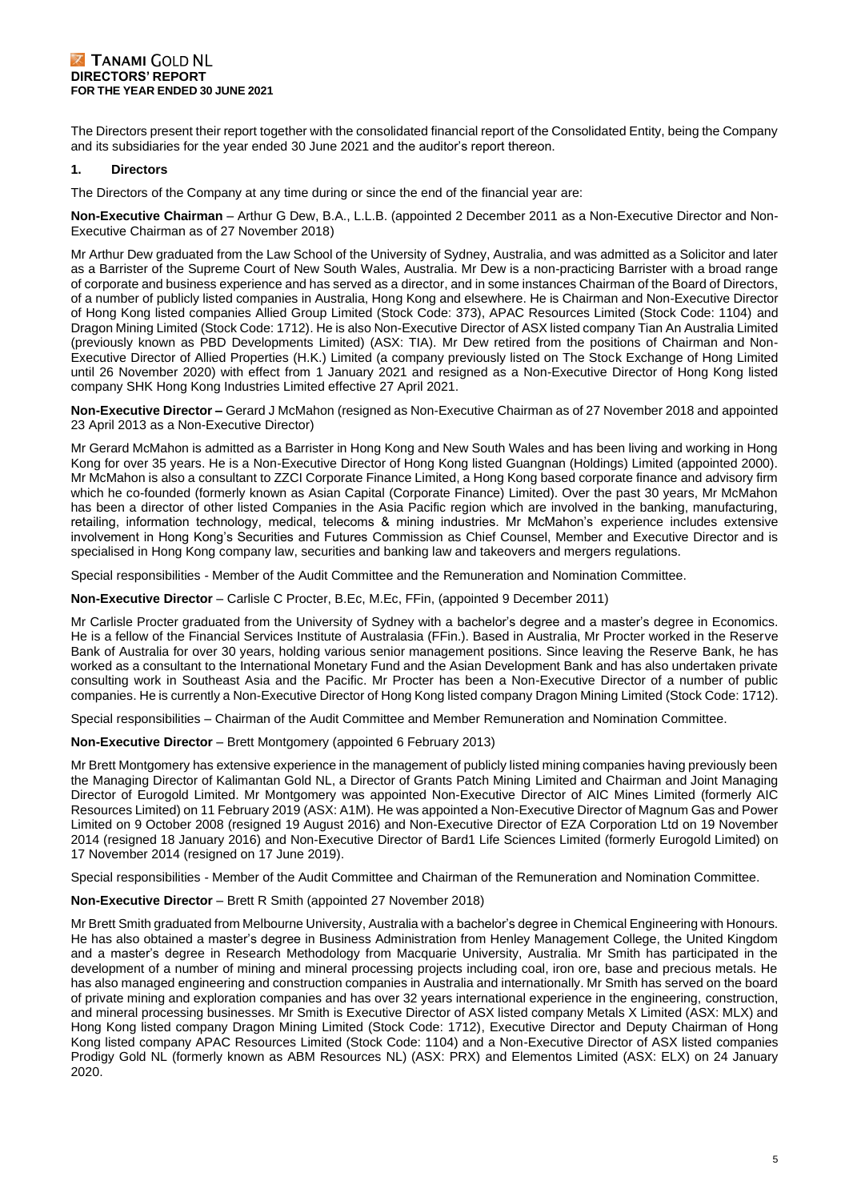The Directors present their report together with the consolidated financial report of the Consolidated Entity, being the Company and its subsidiaries for the year ended 30 June 2021 and the auditor's report thereon.

## 1. Directors

The Directors of the Company at any time during or since the end of the financial year are:

**Non-Executive Chairman** – Arthur G Dew, B.A., L.L.B. (appointed 2 December 2011 as a Non-Executive Director and Non-Executive Chairman as of 27 November 2018)

Mr Arthur Dew graduated from the Law School of the University of Sydney, Australia, and was admitted as a Solicitor and later as a Barrister of the Supreme Court of New South Wales, Australia. Mr Dew is a non-practicing Barrister with a broad range of corporate and business experience and has served as a director, and in some instances Chairman of the Board of Directors, of a number of publicly listed companies in Australia, Hong Kong and elsewhere. He is Chairman and Non-Executive Director of Hong Kong listed companies Allied Group Limited (Stock Code: 373), APAC Resources Limited (Stock Code: 1104) and Dragon Mining Limited (Stock Code: 1712). He is also Non-Executive Director of ASX listed company Tian An Australia Limited (previously known as PBD Developments Limited) (ASX: TIA). Mr Dew retired from the positions of Chairman and Non-Executive Director of Allied Properties (H.K.) Limited (a company previously listed on The Stock Exchange of Hong Limited until 26 November 2020) with effect from 1 January 2021 and resigned as a Non-Executive Director of Hong Kong listed company SHK Hong Kong Industries Limited effective 27 April 2021.

**Non-Executive Director –** Gerard J McMahon (resigned as Non-Executive Chairman as of 27 November 2018 and appointed 23 April 2013 as a Non-Executive Director)

Mr Gerard McMahon is admitted as a Barrister in Hong Kong and New South Wales and has been living and working in Hong Kong for over 35 years. He is a Non-Executive Director of Hong Kong listed Guangnan (Holdings) Limited (appointed 2000). Mr McMahon is also a consultant to ZZCI Corporate Finance Limited, a Hong Kong based corporate finance and advisory firm which he co-founded (formerly known as Asian Capital (Corporate Finance) Limited). Over the past 30 years, Mr McMahon has been a director of other listed Companies in the Asia Pacific region which are involved in the banking, manufacturing, retailing, information technology, medical, telecoms & mining industries. Mr McMahon's experience includes extensive involvement in Hong Kong's Securities and Futures Commission as Chief Counsel, Member and Executive Director and is specialised in Hong Kong company law, securities and banking law and takeovers and mergers regulations.

Special responsibilities - Member of the Audit Committee and the Remuneration and Nomination Committee.

**Non-Executive Director** – Carlisle C Procter, B.Ec, M.Ec, FFin, (appointed 9 December 2011)

Mr Carlisle Procter graduated from the University of Sydney with a bachelor's degree and a master's degree in Economics. He is a fellow of the Financial Services Institute of Australasia (FFin.). Based in Australia, Mr Procter worked in the Reserve Bank of Australia for over 30 years, holding various senior management positions. Since leaving the Reserve Bank, he has worked as a consultant to the International Monetary Fund and the Asian Development Bank and has also undertaken private consulting work in Southeast Asia and the Pacific. Mr Procter has been a Non-Executive Director of a number of public companies. He is currently a Non-Executive Director of Hong Kong listed company Dragon Mining Limited (Stock Code: 1712).

Special responsibilities – Chairman of the Audit Committee and Member Remuneration and Nomination Committee.

**Non-Executive Director** – Brett Montgomery (appointed 6 February 2013)

Mr Brett Montgomery has extensive experience in the management of publicly listed mining companies having previously been the Managing Director of Kalimantan Gold NL, a Director of Grants Patch Mining Limited and Chairman and Joint Managing Director of Eurogold Limited. Mr Montgomery was appointed Non-Executive Director of AIC Mines Limited (formerly AIC Resources Limited) on 11 February 2019 (ASX: A1M). He was appointed a Non-Executive Director of Magnum Gas and Power Limited on 9 October 2008 (resigned 19 August 2016) and Non-Executive Director of EZA Corporation Ltd on 19 November 2014 (resigned 18 January 2016) and Non-Executive Director of Bard1 Life Sciences Limited (formerly Eurogold Limited) on 17 November 2014 (resigned on 17 June 2019).

Special responsibilities - Member of the Audit Committee and Chairman of the Remuneration and Nomination Committee.

**Non-Executive Director** – Brett R Smith (appointed 27 November 2018)

Mr Brett Smith graduated from Melbourne University, Australia with a bachelor's degree in Chemical Engineering with Honours. He has also obtained a master's degree in Business Administration from Henley Management College, the United Kingdom and a master's degree in Research Methodology from Macquarie University, Australia. Mr Smith has participated in the development of a number of mining and mineral processing projects including coal, iron ore, base and precious metals. He has also managed engineering and construction companies in Australia and internationally. Mr Smith has served on the board of private mining and exploration companies and has over 32 years international experience in the engineering, construction, and mineral processing businesses. Mr Smith is Executive Director of ASX listed company Metals X Limited (ASX: MLX) and Hong Kong listed company Dragon Mining Limited (Stock Code: 1712), Executive Director and Deputy Chairman of Hong Kong listed company APAC Resources Limited (Stock Code: 1104) and a Non-Executive Director of ASX listed companies Prodigy Gold NL (formerly known as ABM Resources NL) (ASX: PRX) and Elementos Limited (ASX: ELX) on 24 January 2020.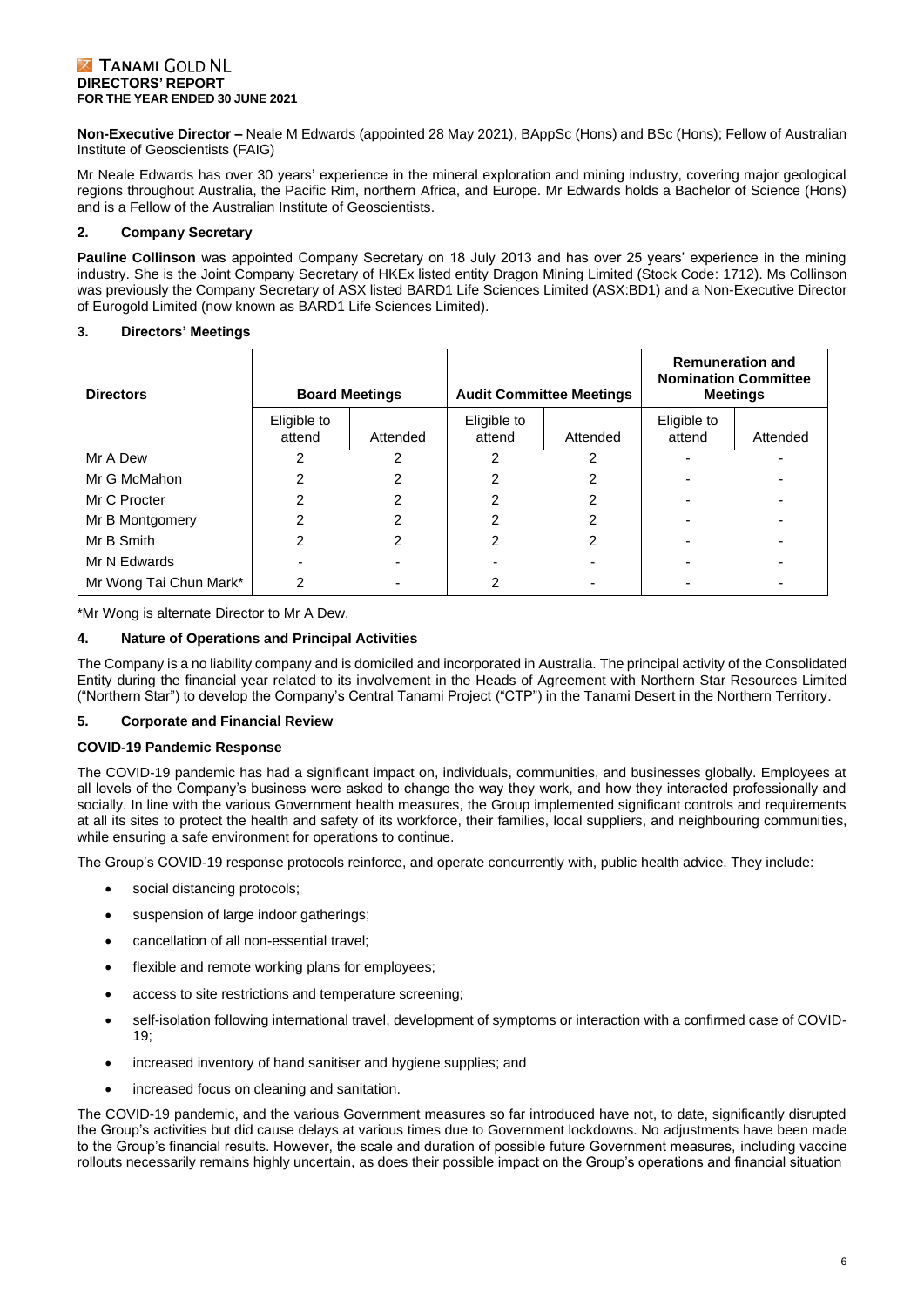**Non-Executive Director –** Neale M Edwards (appointed 28 May 2021), BAppSc (Hons) and BSc (Hons); Fellow of Australian Institute of Geoscientists (FAIG)

Mr Neale Edwards has over 30 years' experience in the mineral exploration and mining industry, covering major geological regions throughout Australia, the Pacific Rim, northern Africa, and Europe. Mr Edwards holds a Bachelor of Science (Hons) and is a Fellow of the Australian Institute of Geoscientists.

### 2. Company Secretary

**Pauline Collinson** was appointed Company Secretary on 18 July 2013 and has over 25 years' experience in the mining industry. She is the Joint Company Secretary of HKEx listed entity Dragon Mining Limited (Stock Code: 1712). Ms Collinson was previously the Company Secretary of ASX listed BARD1 Life Sciences Limited (ASX:BD1) and a Non-Executive Director of Eurogold Limited (now known as BARD1 Life Sciences Limited).

### 3. Directors' Meetings

| Directors | Board Meetings | | Audit Committee Meetings | | Remuneration and Nomination Committee Meetings | |
|---|---|---|---|---|---|---|
| | Eligible to attend | Attended | Eligible to attend | Attended | Eligible to attend | Attended |
| Mr A Dew | 2 | 2 | 2 | 2 | - | - |
| Mr G McMahon | 2 | 2 | 2 | 2 | - | - |
| Mr C Procter | 2 | 2 | 2 | 2 | - | - |
| Mr B Montgomery | 2 | 2 | 2 | 2 | - | - |
| Mr B Smith | 2 | 2 | 2 | 2 | - | - |
| Mr N Edwards | - | - | - | - | - | - |
| Mr Wong Tai Chun Mark* | 2 | - | 2 | - | - | - |

*Mr Wong is alternate Director to Mr A Dew.

### 4. Nature of Operations and Principal Activities

The Company is a no liability company and is domiciled and incorporated in Australia. The principal activity of the Consolidated Entity during the financial year related to its involvement in the Heads of Agreement with Northern Star Resources Limited ("Northern Star") to develop the Company's Central Tanami Project ("CTP") in the Tanami Desert in the Northern Territory.

### 5. Corporate and Financial Review

**COVID-19 Pandemic Response**

The COVID-19 pandemic has had a significant impact on, individuals, communities, and businesses globally. Employees at all levels of the Company's business were asked to change the way they work, and how they interacted professionally and socially. In line with the various Government health measures, the Group implemented significant controls and requirements at all its sites to protect the health and safety of its workforce, their families, local suppliers, and neighbouring communities, while ensuring a safe environment for operations to continue.

The Group's COVID-19 response protocols reinforce, and operate concurrently with, public health advice. They include:

- social distancing protocols;
- suspension of large indoor gatherings;
- cancellation of all non-essential travel;
- flexible and remote working plans for employees;
- access to site restrictions and temperature screening;
- self-isolation following international travel, development of symptoms or interaction with a confirmed case of COVID-19;
- increased inventory of hand sanitiser and hygiene supplies; and
- increased focus on cleaning and sanitation.

The COVID-19 pandemic, and the various Government measures so far introduced have not, to date, significantly disrupted the Group's activities but did cause delays at various times due to Government lockdowns. No adjustments have been made to the Group's financial results. However, the scale and duration of possible future Government measures, including vaccine rollouts necessarily remains highly uncertain, as does their possible impact on the Group's operations and financial situation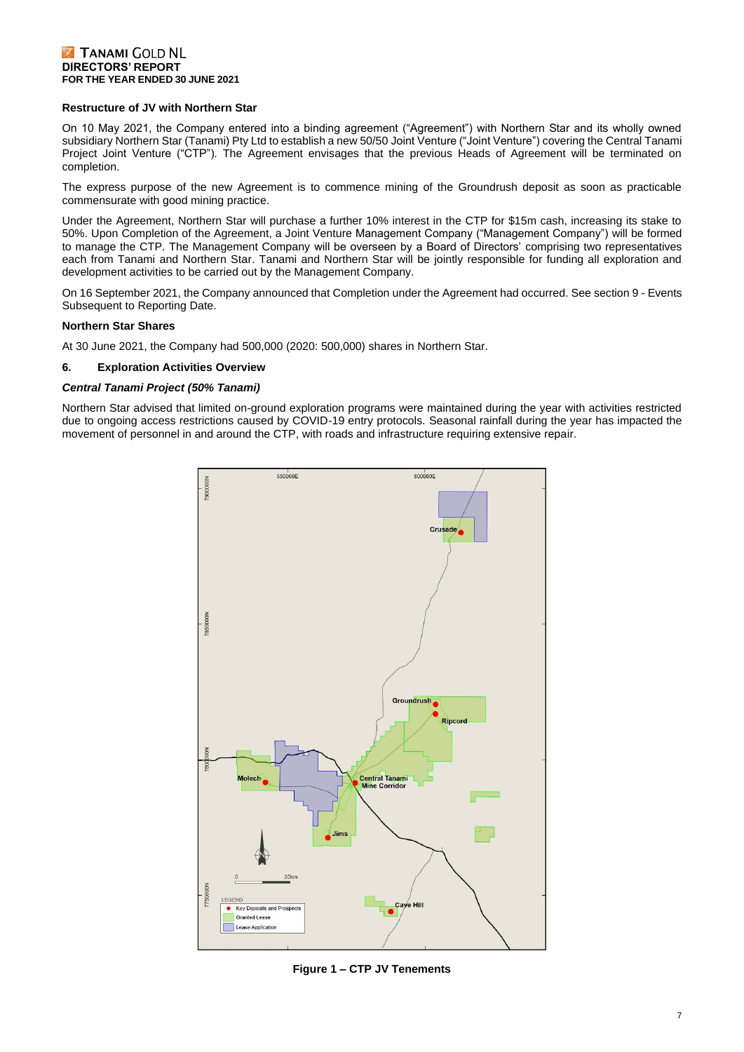**Restructure of JV with Northern Star**

On 10 May 2021, the Company entered into a binding agreement ("Agreement") with Northern Star and its wholly owned subsidiary Northern Star (Tanami) Pty Ltd to establish a new 50/50 Joint Venture ("Joint Venture") covering the Central Tanami Project Joint Venture ("CTP"). The Agreement envisages that the previous Heads of Agreement will be terminated on completion.

The express purpose of the new Agreement is to commence mining of the Groundrush deposit as soon as practicable commensurate with good mining practice.

Under the Agreement, Northern Star will purchase a further 10% interest in the CTP for $15m cash, increasing its stake to 50%. Upon Completion of the Agreement, a Joint Venture Management Company ("Management Company") will be formed to manage the CTP. The Management Company will be overseen by a Board of Directors' comprising two representatives each from Tanami and Northern Star. Tanami and Northern Star will be jointly responsible for funding all exploration and development activities to be carried out by the Management Company.

On 16 September 2021, the Company announced that Completion under the Agreement had occurred. See section 9 - Events Subsequent to Reporting Date.

**Northern Star Shares**

At 30 June 2021, the Company had 500,000 (2020: 500,000) shares in Northern Star.

## 6. Exploration Activities Overview

***Central Tanami Project (50% Tanami)***

Northern Star advised that limited on-ground exploration programs were maintained during the year with activities restricted due to ongoing access restrictions caused by COVID-19 entry protocols. Seasonal rainfall during the year has impacted the movement of personnel in and around the CTP, with roads and infrastructure requiring extensive repair.

**Figure 1 – CTP JV Tenements**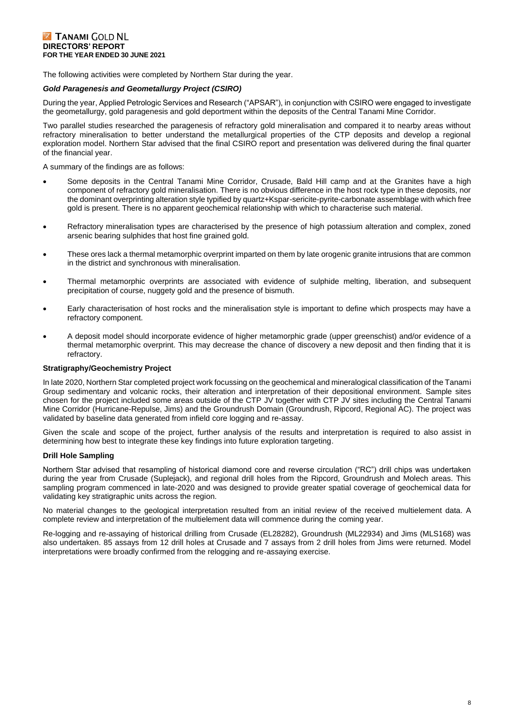The following activities were completed by Northern Star during the year.

***Gold Paragenesis and Geometallurgy Project (CSIRO)***

During the year, Applied Petrologic Services and Research ("APSAR"), in conjunction with CSIRO were engaged to investigate the geometallurgy, gold paragenesis and gold deportment within the deposits of the Central Tanami Mine Corridor.

Two parallel studies researched the paragenesis of refractory gold mineralisation and compared it to nearby areas without refractory mineralisation to better understand the metallurgical properties of the CTP deposits and develop a regional exploration model. Northern Star advised that the final CSIRO report and presentation was delivered during the final quarter of the financial year.

A summary of the findings are as follows:

- Some deposits in the Central Tanami Mine Corridor, Crusade, Bald Hill camp and at the Granites have a high component of refractory gold mineralisation. There is no obvious difference in the host rock type in these deposits, nor the dominant overprinting alteration style typified by quartz+Kspar-sericite-pyrite-carbonate assemblage with which free gold is present. There is no apparent geochemical relationship with which to characterise such material.
- Refractory mineralisation types are characterised by the presence of high potassium alteration and complex, zoned arsenic bearing sulphides that host fine grained gold.
- These ores lack a thermal metamorphic overprint imparted on them by late orogenic granite intrusions that are common in the district and synchronous with mineralisation.
- Thermal metamorphic overprints are associated with evidence of sulphide melting, liberation, and subsequent precipitation of course, nuggety gold and the presence of bismuth.
- Early characterisation of host rocks and the mineralisation style is important to define which prospects may have a refractory component.
- A deposit model should incorporate evidence of higher metamorphic grade (upper greenschist) and/or evidence of a thermal metamorphic overprint. This may decrease the chance of discovery a new deposit and then finding that it is refractory.

**Stratigraphy/Geochemistry Project**

In late 2020, Northern Star completed project work focussing on the geochemical and mineralogical classification of the Tanami Group sedimentary and volcanic rocks, their alteration and interpretation of their depositional environment. Sample sites chosen for the project included some areas outside of the CTP JV together with CTP JV sites including the Central Tanami Mine Corridor (Hurricane-Repulse, Jims) and the Groundrush Domain (Groundrush, Ripcord, Regional AC). The project was validated by baseline data generated from infield core logging and re-assay.

Given the scale and scope of the project, further analysis of the results and interpretation is required to also assist in determining how best to integrate these key findings into future exploration targeting.

**Drill Hole Sampling**

Northern Star advised that resampling of historical diamond core and reverse circulation ("RC") drill chips was undertaken during the year from Crusade (Suplejack), and regional drill holes from the Ripcord, Groundrush and Molech areas. This sampling program commenced in late-2020 and was designed to provide greater spatial coverage of geochemical data for validating key stratigraphic units across the region.

No material changes to the geological interpretation resulted from an initial review of the received multielement data. A complete review and interpretation of the multielement data will commence during the coming year.

Re-logging and re-assaying of historical drilling from Crusade (EL28282), Groundrush (ML22934) and Jims (MLS168) was also undertaken. 85 assays from 12 drill holes at Crusade and 7 assays from 2 drill holes from Jims were returned. Model interpretations were broadly confirmed from the relogging and re-assaying exercise.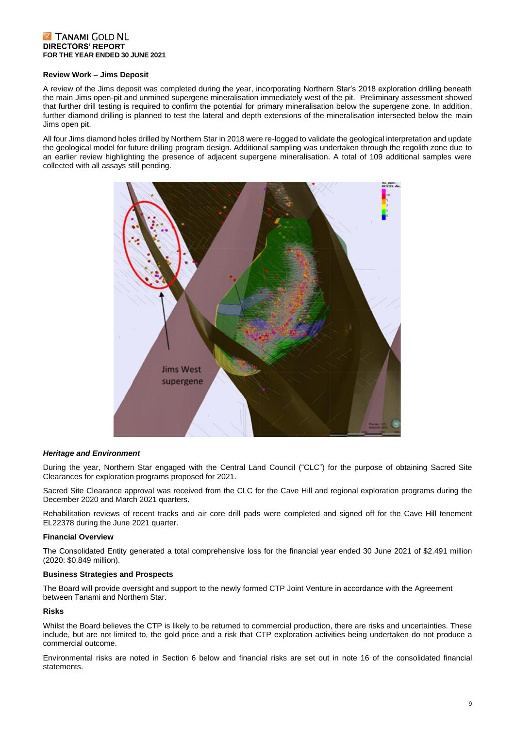#### Review Work – Jims Deposit

A review of the Jims deposit was completed during the year, incorporating Northern Star's 2018 exploration drilling beneath the main Jims open-pit and unmined supergene mineralisation immediately west of the pit. Preliminary assessment showed that further drill testing is required to confirm the potential for primary mineralisation below the supergene zone. In addition, further diamond drilling is planned to test the lateral and depth extensions of the mineralisation intersected below the main Jims open pit.

All four Jims diamond holes drilled by Northern Star in 2018 were re-logged to validate the geological interpretation and update the geological model for future drilling program design. Additional sampling was undertaken through the regolith zone due to an earlier review highlighting the presence of adjacent supergene mineralisation. A total of 109 additional samples were collected with all assays still pending.

#### *Heritage and Environment*

During the year, Northern Star engaged with the Central Land Council ("CLC") for the purpose of obtaining Sacred Site Clearances for exploration programs proposed for 2021.

Sacred Site Clearance approval was received from the CLC for the Cave Hill and regional exploration programs during the December 2020 and March 2021 quarters.

Rehabilitation reviews of recent tracks and air core drill pads were completed and signed off for the Cave Hill tenement EL22378 during the June 2021 quarter.

#### Financial Overview

The Consolidated Entity generated a total comprehensive loss for the financial year ended 30 June 2021 of $2.491 million (2020: $0.849 million).

#### Business Strategies and Prospects

The Board will provide oversight and support to the newly formed CTP Joint Venture in accordance with the Agreement between Tanami and Northern Star.

#### Risks

Whilst the Board believes the CTP is likely to be returned to commercial production, there are risks and uncertainties. These include, but are not limited to, the gold price and a risk that CTP exploration activities being undertaken do not produce a commercial outcome.

Environmental risks are noted in Section 6 below and financial risks are set out in note 16 of the consolidated financial statements.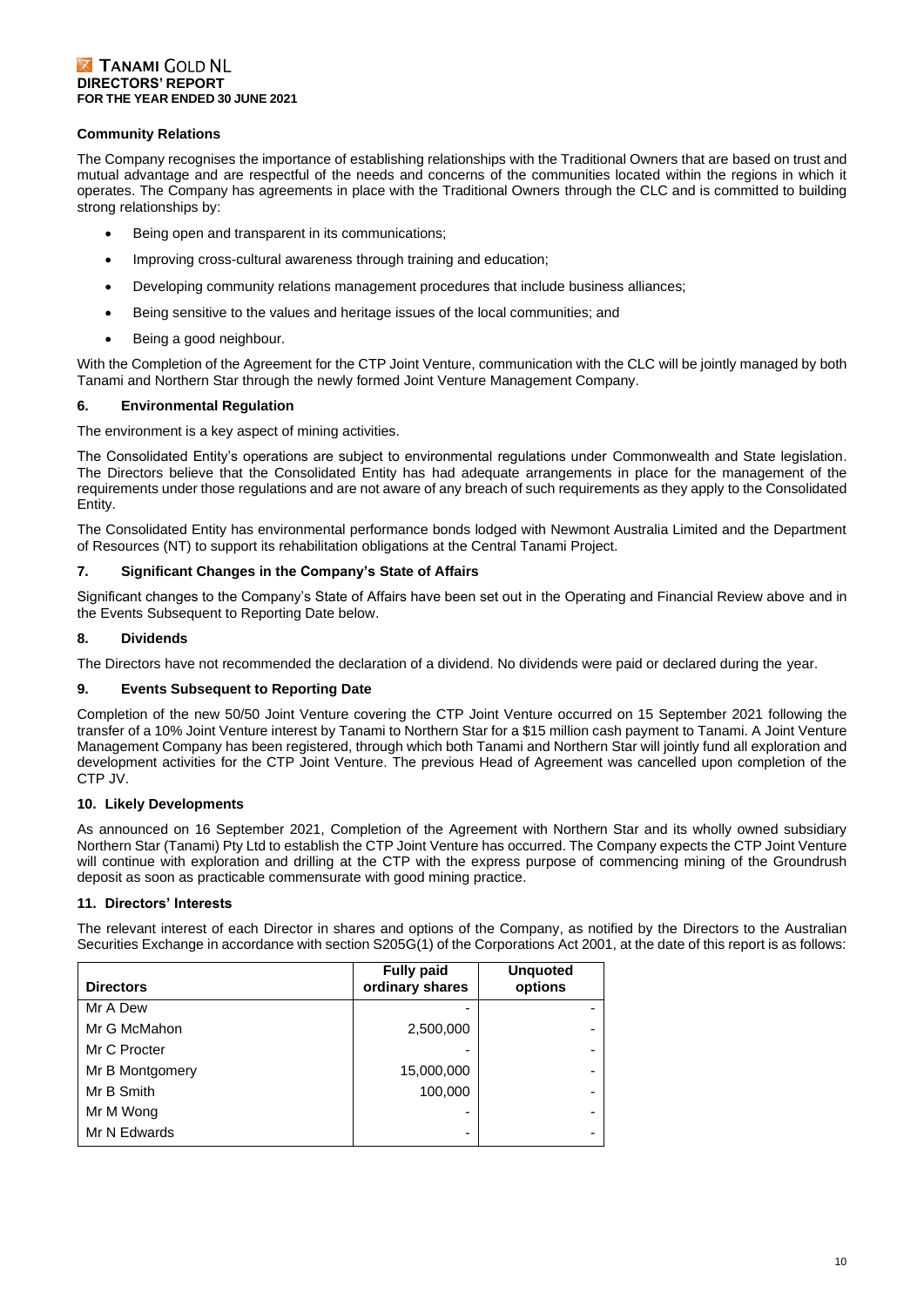### Community Relations

The Company recognises the importance of establishing relationships with the Traditional Owners that are based on trust and mutual advantage and are respectful of the needs and concerns of the communities located within the regions in which it operates. The Company has agreements in place with the Traditional Owners through the CLC and is committed to building strong relationships by:

- Being open and transparent in its communications;
- Improving cross-cultural awareness through training and education;
- Developing community relations management procedures that include business alliances;
- Being sensitive to the values and heritage issues of the local communities; and
- Being a good neighbour.

With the Completion of the Agreement for the CTP Joint Venture, communication with the CLC will be jointly managed by both Tanami and Northern Star through the newly formed Joint Venture Management Company.

## 6. Environmental Regulation

The environment is a key aspect of mining activities.

The Consolidated Entity's operations are subject to environmental regulations under Commonwealth and State legislation. The Directors believe that the Consolidated Entity has had adequate arrangements in place for the management of the requirements under those regulations and are not aware of any breach of such requirements as they apply to the Consolidated Entity.

The Consolidated Entity has environmental performance bonds lodged with Newmont Australia Limited and the Department of Resources (NT) to support its rehabilitation obligations at the Central Tanami Project.

## 7. Significant Changes in the Company's State of Affairs

Significant changes to the Company's State of Affairs have been set out in the Operating and Financial Review above and in the Events Subsequent to Reporting Date below.

## 8. Dividends

The Directors have not recommended the declaration of a dividend. No dividends were paid or declared during the year.

## 9. Events Subsequent to Reporting Date

Completion of the new 50/50 Joint Venture covering the CTP Joint Venture occurred on 15 September 2021 following the transfer of a 10% Joint Venture interest by Tanami to Northern Star for a $15 million cash payment to Tanami. A Joint Venture Management Company has been registered, through which both Tanami and Northern Star will jointly fund all exploration and development activities for the CTP Joint Venture. The previous Head of Agreement was cancelled upon completion of the CTP JV.

## 10. Likely Developments

As announced on 16 September 2021, Completion of the Agreement with Northern Star and its wholly owned subsidiary Northern Star (Tanami) Pty Ltd to establish the CTP Joint Venture has occurred. The Company expects the CTP Joint Venture will continue with exploration and drilling at the CTP with the express purpose of commencing mining of the Groundrush deposit as soon as practicable commensurate with good mining practice.

## 11. Directors' Interests

The relevant interest of each Director in shares and options of the Company, as notified by the Directors to the Australian Securities Exchange in accordance with section S205G(1) of the Corporations Act 2001, at the date of this report is as follows:

| Directors | Fully paid ordinary shares | Unquoted options |
|---|---|---|
| Mr A Dew | - | - |
| Mr G McMahon | 2,500,000 | - |
| Mr C Procter | - | - |
| Mr B Montgomery | 15,000,000 | - |
| Mr B Smith | 100,000 | - |
| Mr M Wong | - | - |
| Mr N Edwards | - | - |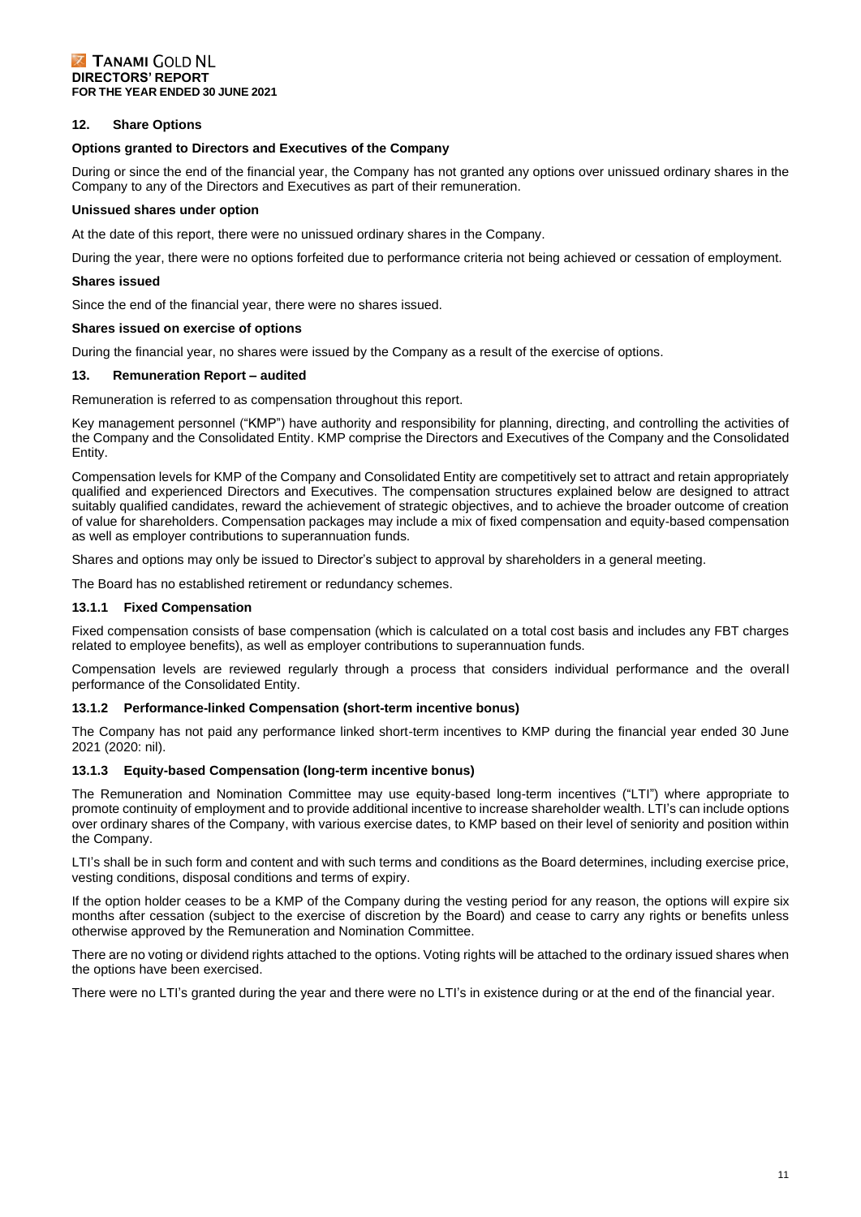## 12. Share Options

**Options granted to Directors and Executives of the Company**

During or since the end of the financial year, the Company has not granted any options over unissued ordinary shares in the Company to any of the Directors and Executives as part of their remuneration.

**Unissued shares under option**

At the date of this report, there were no unissued ordinary shares in the Company.

During the year, there were no options forfeited due to performance criteria not being achieved or cessation of employment.

**Shares issued**

Since the end of the financial year, there were no shares issued.

**Shares issued on exercise of options**

During the financial year, no shares were issued by the Company as a result of the exercise of options.

## 13. Remuneration Report – audited

Remuneration is referred to as compensation throughout this report.

Key management personnel ("KMP") have authority and responsibility for planning, directing, and controlling the activities of the Company and the Consolidated Entity. KMP comprise the Directors and Executives of the Company and the Consolidated Entity.

Compensation levels for KMP of the Company and Consolidated Entity are competitively set to attract and retain appropriately qualified and experienced Directors and Executives. The compensation structures explained below are designed to attract suitably qualified candidates, reward the achievement of strategic objectives, and to achieve the broader outcome of creation of value for shareholders. Compensation packages may include a mix of fixed compensation and equity-based compensation as well as employer contributions to superannuation funds.

Shares and options may only be issued to Director's subject to approval by shareholders in a general meeting.

The Board has no established retirement or redundancy schemes.

### 13.1.1 Fixed Compensation

Fixed compensation consists of base compensation (which is calculated on a total cost basis and includes any FBT charges related to employee benefits), as well as employer contributions to superannuation funds.

Compensation levels are reviewed regularly through a process that considers individual performance and the overall performance of the Consolidated Entity.

### 13.1.2 Performance-linked Compensation (short-term incentive bonus)

The Company has not paid any performance linked short-term incentives to KMP during the financial year ended 30 June 2021 (2020: nil).

### 13.1.3 Equity-based Compensation (long-term incentive bonus)

The Remuneration and Nomination Committee may use equity-based long-term incentives ("LTI") where appropriate to promote continuity of employment and to provide additional incentive to increase shareholder wealth. LTI's can include options over ordinary shares of the Company, with various exercise dates, to KMP based on their level of seniority and position within the Company.

LTI's shall be in such form and content and with such terms and conditions as the Board determines, including exercise price, vesting conditions, disposal conditions and terms of expiry.

If the option holder ceases to be a KMP of the Company during the vesting period for any reason, the options will expire six months after cessation (subject to the exercise of discretion by the Board) and cease to carry any rights or benefits unless otherwise approved by the Remuneration and Nomination Committee.

There are no voting or dividend rights attached to the options. Voting rights will be attached to the ordinary issued shares when the options have been exercised.

There were no LTI's granted during the year and there were no LTI's in existence during or at the end of the financial year.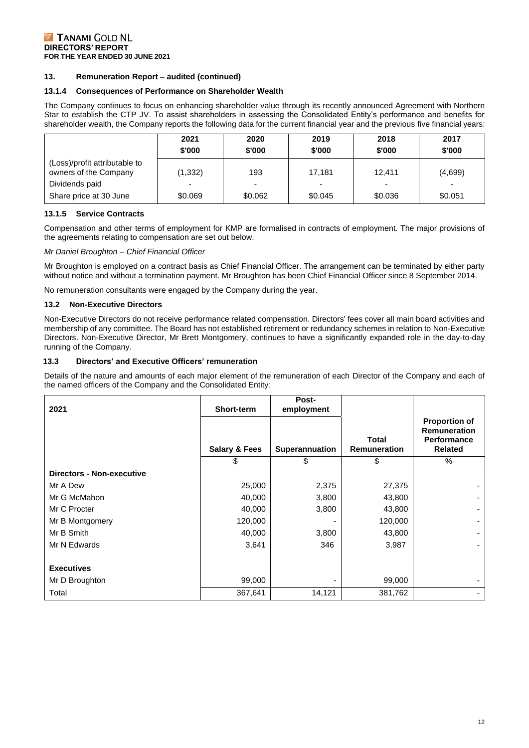## 13. Remuneration Report – audited (continued)

### 13.1.4 Consequences of Performance on Shareholder Wealth

The Company continues to focus on enhancing shareholder value through its recently announced Agreement with Northern Star to establish the CTP JV. To assist shareholders in assessing the Consolidated Entity's performance and benefits for shareholder wealth, the Company reports the following data for the current financial year and the previous five financial years:

| | 2021<br>$'000 | 2020<br>$'000 | 2019<br>$'000 | 2018<br>$'000 | 2017<br>$'000 |
|---|---|---|---|---|---|
| (Loss)/profit attributable to owners of the Company | (1,332) | 193 | 17,181 | 12,411 | (4,699) |
| Dividends paid | - | - | - | - | - |
| Share price at 30 June | $0.069 | $0.062 | $0.045 | $0.036 | $0.051 |

### 13.1.5 Service Contracts

Compensation and other terms of employment for KMP are formalised in contracts of employment. The major provisions of the agreements relating to compensation are set out below.

*Mr Daniel Broughton – Chief Financial Officer*

Mr Broughton is employed on a contract basis as Chief Financial Officer. The arrangement can be terminated by either party without notice and without a termination payment. Mr Broughton has been Chief Financial Officer since 8 September 2014.

No remuneration consultants were engaged by the Company during the year.

### 13.2 Non-Executive Directors

Non-Executive Directors do not receive performance related compensation. Directors' fees cover all main board activities and membership of any committee. The Board has not established retirement or redundancy schemes in relation to Non-Executive Directors. Non-Executive Director, Mr Brett Montgomery, continues to have a significantly expanded role in the day-to-day running of the Company.

### 13.3 Directors' and Executive Officers' remuneration

Details of the nature and amounts of each major element of the remuneration of each Director of the Company and each of the named officers of the Company and the Consolidated Entity:

| 2021 | Short-term | Post-employment | | |
|---|---|---|---|---|
| | **Salary & Fees** | **Superannuation** | **Total Remuneration** | **Proportion of Remuneration Performance Related** |
| | $ | $ | $ | % |
| **Directors - Non-executive** | | | | |
| Mr A Dew | 25,000 | 2,375 | 27,375 | - |
| Mr G McMahon | 40,000 | 3,800 | 43,800 | - |
| Mr C Procter | 40,000 | 3,800 | 43,800 | - |
| Mr B Montgomery | 120,000 | - | 120,000 | - |
| Mr B Smith | 40,000 | 3,800 | 43,800 | - |
| Mr N Edwards | 3,641 | 346 | 3,987 | - |
| **Executives** | | | | |
| Mr D Broughton | 99,000 | - | 99,000 | - |
| Total | 367,641 | 14,121 | 381,762 | - |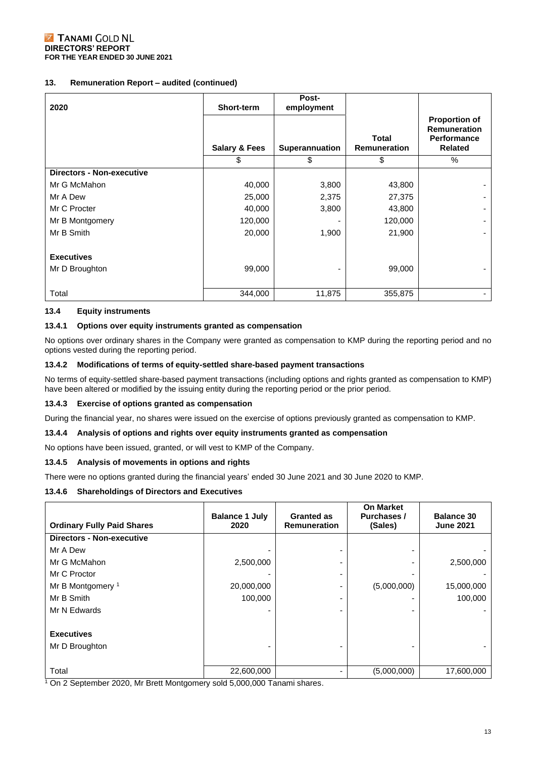## 13. Remuneration Report – audited (continued)

| 2020 | Short-term | Post-employment | | |
|---|---|---|---|---|
| | Salary & Fees | Superannuation | Total Remuneration | Proportion of Remuneration Performance Related |
| | $ | $ | $ | % |
| **Directors - Non-executive** | | | | |
| Mr G McMahon | 40,000 | 3,800 | 43,800 | - |
| Mr A Dew | 25,000 | 2,375 | 27,375 | - |
| Mr C Procter | 40,000 | 3,800 | 43,800 | - |
| Mr B Montgomery | 120,000 | - | 120,000 | - |
| Mr B Smith | 20,000 | 1,900 | 21,900 | - |
| **Executives** | | | | |
| Mr D Broughton | 99,000 | - | 99,000 | - |
| Total | 344,000 | 11,875 | 355,875 | - |

### 13.4 Equity instruments

#### 13.4.1 Options over equity instruments granted as compensation

No options over ordinary shares in the Company were granted as compensation to KMP during the reporting period and no options vested during the reporting period.

#### 13.4.2 Modifications of terms of equity-settled share-based payment transactions

No terms of equity-settled share-based payment transactions (including options and rights granted as compensation to KMP) have been altered or modified by the issuing entity during the reporting period or the prior period.

#### 13.4.3 Exercise of options granted as compensation

During the financial year, no shares were issued on the exercise of options previously granted as compensation to KMP.

#### 13.4.4 Analysis of options and rights over equity instruments granted as compensation

No options have been issued, granted, or will vest to KMP of the Company.

#### 13.4.5 Analysis of movements in options and rights

There were no options granted during the financial years' ended 30 June 2021 and 30 June 2020 to KMP.

#### 13.4.6 Shareholdings of Directors and Executives

| Ordinary Fully Paid Shares | Balance 1 July 2020 | Granted as Remuneration | On Market Purchases / (Sales) | Balance 30 June 2021 |
|---|---|---|---|---|
| **Directors - Non-executive** | | | | |
| Mr A Dew | - | - | - | - |
| Mr G McMahon | 2,500,000 | - | - | 2,500,000 |
| Mr C Proctor | - | - | - | - |
| Mr B Montgomery [1] | 20,000,000 | - | (5,000,000) | 15,000,000 |
| Mr B Smith | 100,000 | - | - | 100,000 |
| Mr N Edwards | - | - | - | - |
| **Executives** | | | | |
| Mr D Broughton | - | - | - | - |
| Total | 22,600,000 | - | (5,000,000) | 17,600,000 |

[1] On 2 September 2020, Mr Brett Montgomery sold 5,000,000 Tanami shares.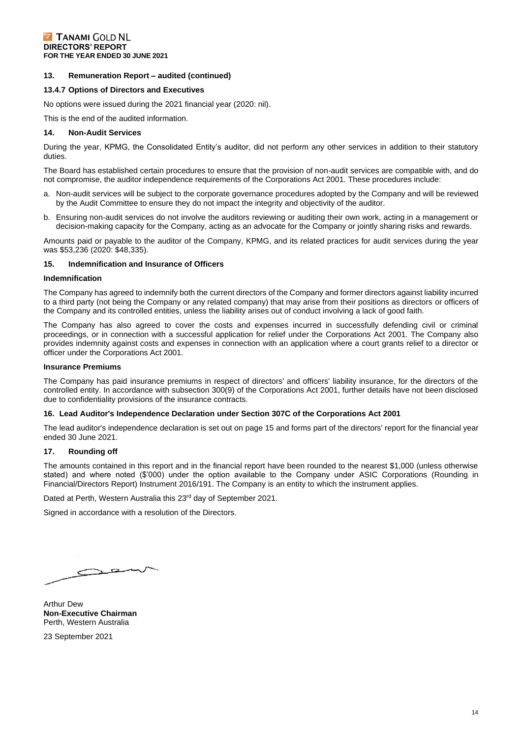## 13. Remuneration Report – audited (continued)

### 13.4.7 Options of Directors and Executives

No options were issued during the 2021 financial year (2020: nil).

This is the end of the audited information.

## 14. Non-Audit Services

During the year, KPMG, the Consolidated Entity's auditor, did not perform any other services in addition to their statutory duties.

The Board has established certain procedures to ensure that the provision of non-audit services are compatible with, and do not compromise, the auditor independence requirements of the Corporations Act 2001. These procedures include:

a. Non-audit services will be subject to the corporate governance procedures adopted by the Company and will be reviewed by the Audit Committee to ensure they do not impact the integrity and objectivity of the auditor.

b. Ensuring non-audit services do not involve the auditors reviewing or auditing their own work, acting in a management or decision-making capacity for the Company, acting as an advocate for the Company or jointly sharing risks and rewards.

Amounts paid or payable to the auditor of the Company, KPMG, and its related practices for audit services during the year was $53,236 (2020: $48,335).

## 15. Indemnification and Insurance of Officers

### Indemnification

The Company has agreed to indemnify both the current directors of the Company and former directors against liability incurred to a third party (not being the Company or any related company) that may arise from their positions as directors or officers of the Company and its controlled entities, unless the liability arises out of conduct involving a lack of good faith.

The Company has also agreed to cover the costs and expenses incurred in successfully defending civil or criminal proceedings, or in connection with a successful application for relief under the Corporations Act 2001. The Company also provides indemnity against costs and expenses in connection with an application where a court grants relief to a director or officer under the Corporations Act 2001.

### Insurance Premiums

The Company has paid insurance premiums in respect of directors' and officers' liability insurance, for the directors of the controlled entity. In accordance with subsection 300(9) of the Corporations Act 2001, further details have not been disclosed due to confidentiality provisions of the insurance contracts.

## 16. Lead Auditor's Independence Declaration under Section 307C of the Corporations Act 2001

The lead auditor's independence declaration is set out on page 15 and forms part of the directors' report for the financial year ended 30 June 2021.

## 17. Rounding off

The amounts contained in this report and in the financial report have been rounded to the nearest $1,000 (unless otherwise stated) and where noted ($'000) under the option available to the Company under ASIC Corporations (Rounding in Financial/Directors Report) Instrument 2016/191. The Company is an entity to which the instrument applies.

Dated at Perth, Western Australia this 23rd day of September 2021.

Signed in accordance with a resolution of the Directors.

Arthur Dew
**Non-Executive Chairman**
Perth, Western Australia

23 September 2021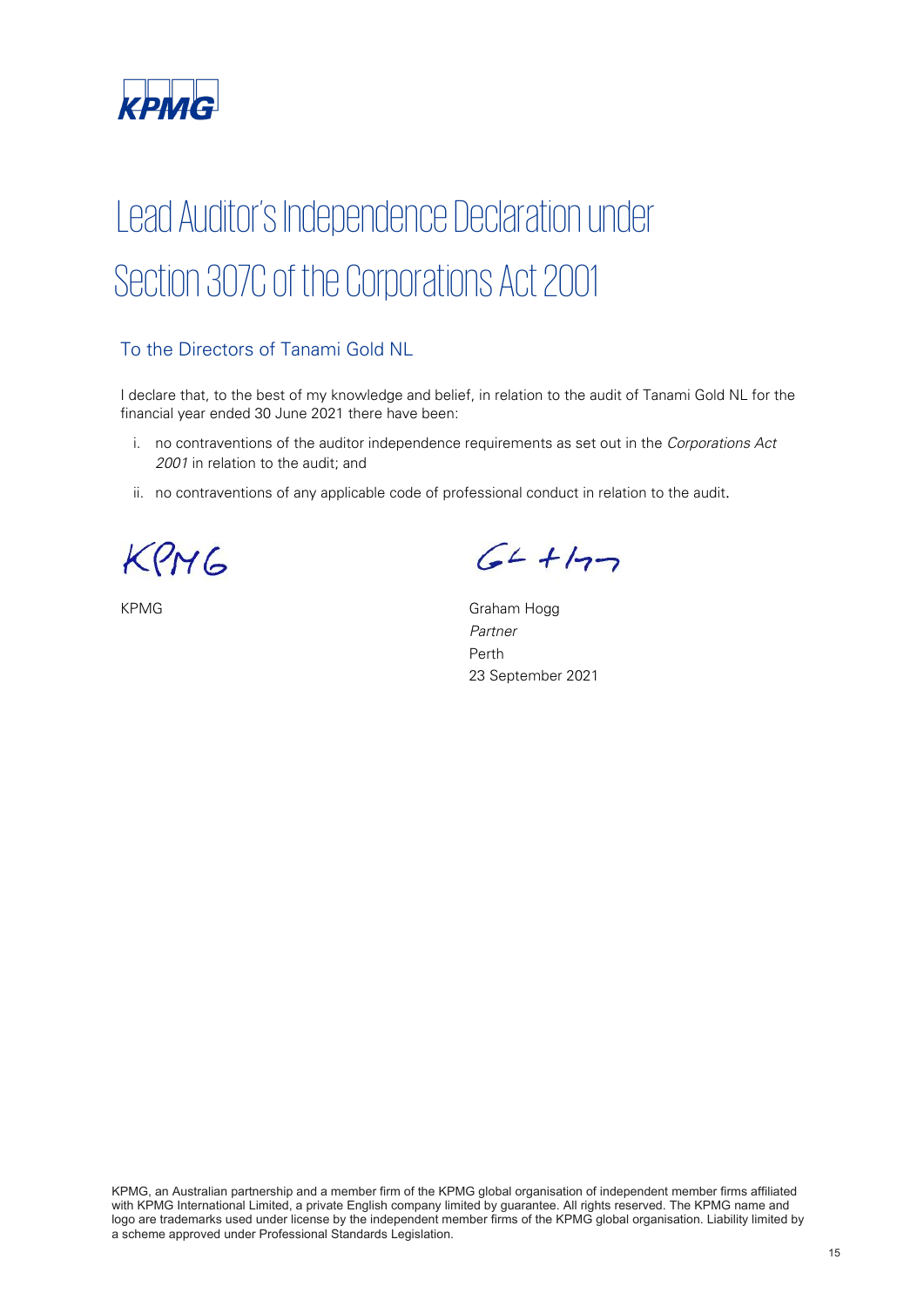# Lead Auditor's Independence Declaration under Section 307C of the Corporations Act 2001

## To the Directors of Tanami Gold NL

I declare that, to the best of my knowledge and belief, in relation to the audit of Tanami Gold NL for the financial year ended 30 June 2021 there have been:

i. no contraventions of the auditor independence requirements as set out in the *Corporations Act 2001* in relation to the audit; and

ii. no contraventions of any applicable code of professional conduct in relation to the audit.

KPMG

Graham Hogg
*Partner*
Perth
23 September 2021

KPMG, an Australian partnership and a member firm of the KPMG global organisation of independent member firms affiliated with KPMG International Limited, a private English company limited by guarantee. All rights reserved. The KPMG name and logo are trademarks used under license by the independent member firms of the KPMG global organisation. Liability limited by a scheme approved under Professional Standards Legislation.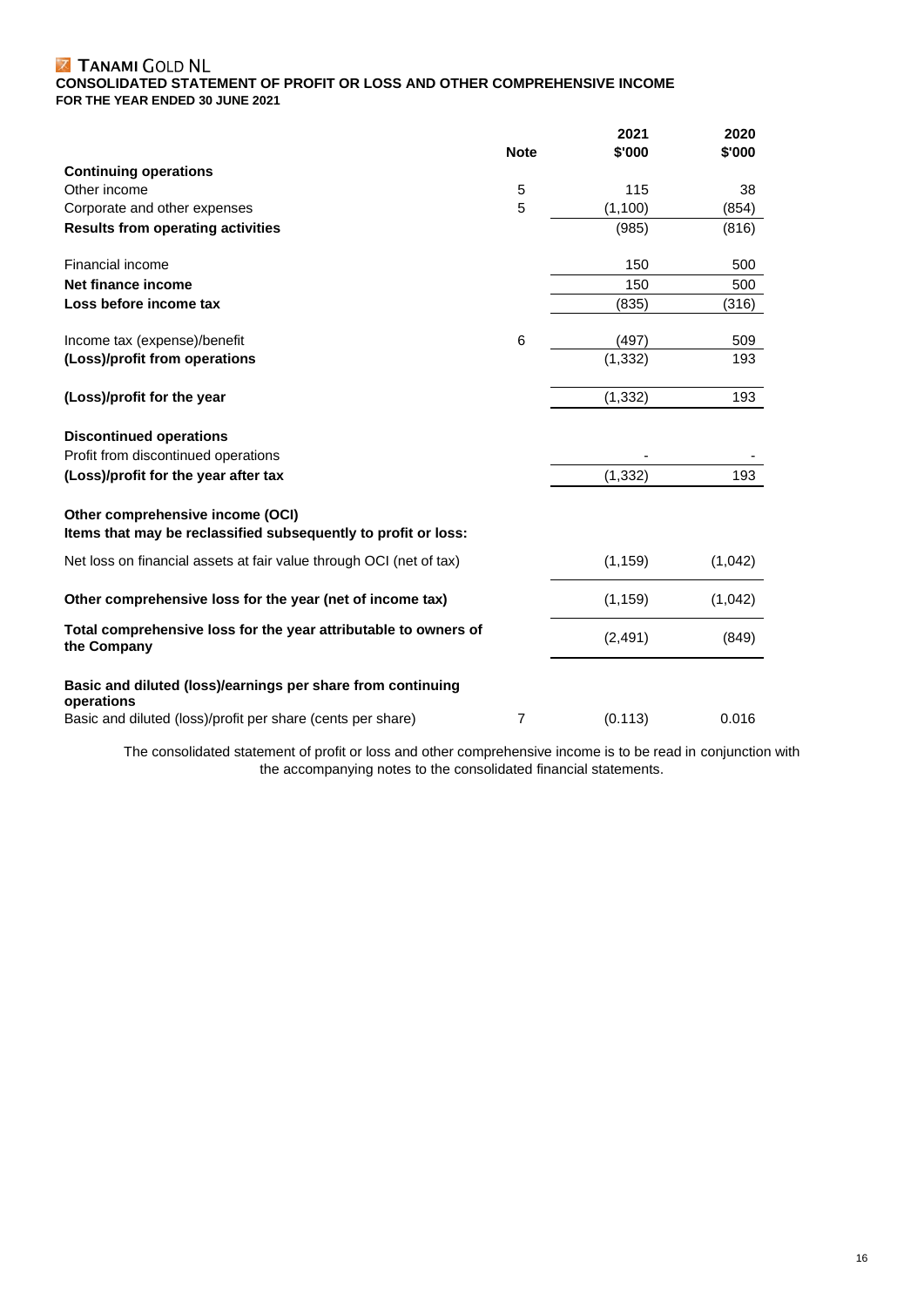# TANAMI GOLD NL

## CONSOLIDATED STATEMENT OF PROFIT OR LOSS AND OTHER COMPREHENSIVE INCOME

### FOR THE YEAR ENDED 30 JUNE 2021

| | Note | 2021 $'000 | 2020 $'000 |
|---|---|---|---|
| **Continuing operations** | | | |
| Other income | 5 | 115 | 38 |
| Corporate and other expenses | 5 | (1,100) | (854) |
| **Results from operating activities** | | (985) | (816) |
| | | | |
| Financial income | | 150 | 500 |
| **Net finance income** | | 150 | 500 |
| **Loss before income tax** | | (835) | (316) |
| | | | |
| Income tax (expense)/benefit | 6 | (497) | 509 |
| **(Loss)/profit from operations** | | (1,332) | 193 |
| | | | |
| **(Loss)/profit for the year** | | (1,332) | 193 |
| | | | |
| **Discontinued operations** | | | |
| Profit from discontinued operations | | - | - |
| **(Loss)/profit for the year after tax** | | (1,332) | 193 |
| | | | |
| **Other comprehensive income (OCI)** | | | |
| **Items that may be reclassified subsequently to profit or loss:** | | | |
| Net loss on financial assets at fair value through OCI (net of tax) | | (1,159) | (1,042) |
| | | | |
| **Other comprehensive loss for the year (net of income tax)** | | (1,159) | (1,042) |
| | | | |
| **Total comprehensive loss for the year attributable to owners of the Company** | | (2,491) | (849) |
| | | | |
| **Basic and diluted (loss)/earnings per share from continuing operations** | | | |
| Basic and diluted (loss)/profit per share (cents per share) | 7 | (0.113) | 0.016 |

The consolidated statement of profit or loss and other comprehensive income is to be read in conjunction with the accompanying notes to the consolidated financial statements.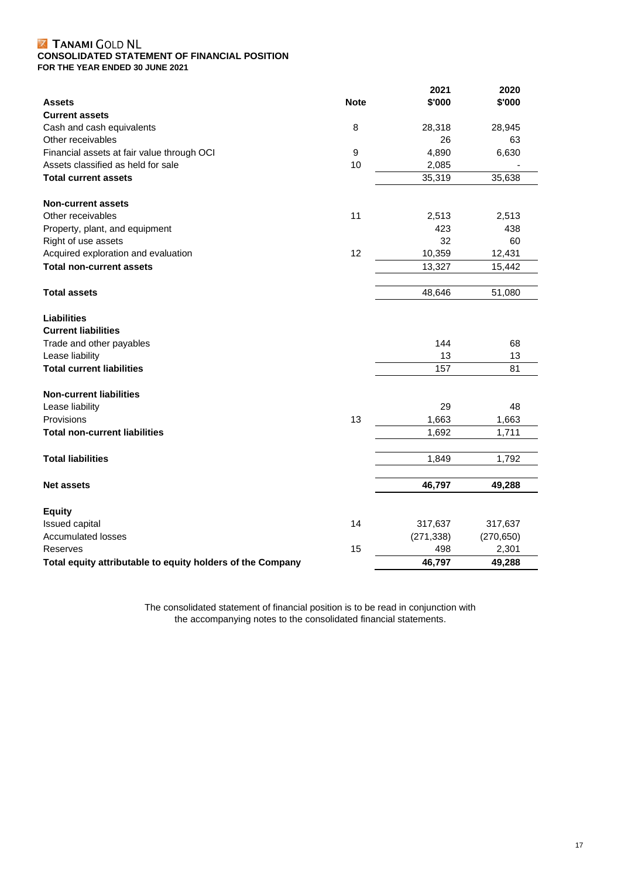# TANAMI GOLD NL

## CONSOLIDATED STATEMENT OF FINANCIAL POSITION

**FOR THE YEAR ENDED 30 JUNE 2021**

| | Note | 2021 $'000 | 2020 $'000 |
|---|---|---|---|
| **Assets** | | | |
| **Current assets** | | | |
| Cash and cash equivalents | 8 | 28,318 | 28,945 |
| Other receivables | | 26 | 63 |
| Financial assets at fair value through OCI | 9 | 4,890 | 6,630 |
| Assets classified as held for sale | 10 | 2,085 | - |
| **Total current assets** | | 35,319 | 35,638 |
| | | | |
| **Non-current assets** | | | |
| Other receivables | 11 | 2,513 | 2,513 |
| Property, plant, and equipment | | 423 | 438 |
| Right of use assets | | 32 | 60 |
| Acquired exploration and evaluation | 12 | 10,359 | 12,431 |
| **Total non-current assets** | | 13,327 | 15,442 |
| | | | |
| **Total assets** | | 48,646 | 51,080 |
| | | | |
| **Liabilities** | | | |
| **Current liabilities** | | | |
| Trade and other payables | | 144 | 68 |
| Lease liability | | 13 | 13 |
| **Total current liabilities** | | 157 | 81 |
| | | | |
| **Non-current liabilities** | | | |
| Lease liability | | 29 | 48 |
| Provisions | 13 | 1,663 | 1,663 |
| **Total non-current liabilities** | | 1,692 | 1,711 |
| | | | |
| **Total liabilities** | | 1,849 | 1,792 |
| | | | |
| **Net assets** | | **46,797** | **49,288** |
| | | | |
| **Equity** | | | |
| Issued capital | 14 | 317,637 | 317,637 |
| Accumulated losses | | (271,338) | (270,650) |
| Reserves | 15 | 498 | 2,301 |
| **Total equity attributable to equity holders of the Company** | | **46,797** | **49,288** |

The consolidated statement of financial position is to be read in conjunction with the accompanying notes to the consolidated financial statements.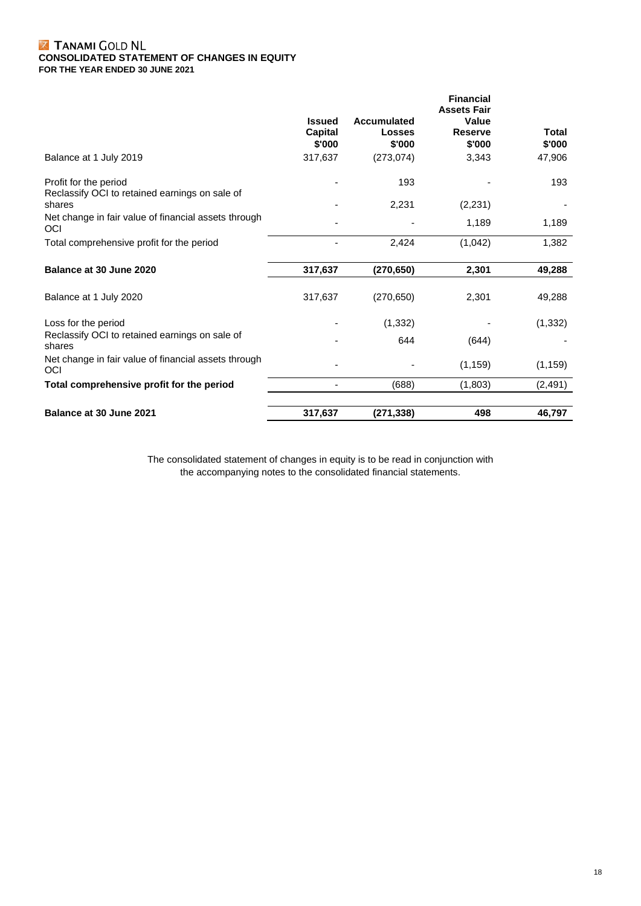**TANAMI GOLD NL**

**CONSOLIDATED STATEMENT OF CHANGES IN EQUITY**

**FOR THE YEAR ENDED 30 JUNE 2021**

| | Issued Capital $'000 | Accumulated Losses $'000 | Financial Assets Fair Value Reserve $'000 | Total $'000 |
|---|---|---|---|---|
| Balance at 1 July 2019 | 317,637 | (273,074) | 3,343 | 47,906 |
| Profit for the period | - | 193 | - | 193 |
| Reclassify OCI to retained earnings on sale of shares | - | 2,231 | (2,231) | - |
| Net change in fair value of financial assets through OCI | - | - | 1,189 | 1,189 |
| Total comprehensive profit for the period | - | 2,424 | (1,042) | 1,382 |
| **Balance at 30 June 2020** | **317,637** | **(270,650)** | **2,301** | **49,288** |
| Balance at 1 July 2020 | 317,637 | (270,650) | 2,301 | 49,288 |
| Loss for the period | - | (1,332) | - | (1,332) |
| Reclassify OCI to retained earnings on sale of shares | - | 644 | (644) | - |
| Net change in fair value of financial assets through OCI | - | - | (1,159) | (1,159) |
| **Total comprehensive profit for the period** | - | (688) | (1,803) | (2,491) |
| **Balance at 30 June 2021** | **317,637** | **(271,338)** | **498** | **46,797** |

The consolidated statement of changes in equity is to be read in conjunction with the accompanying notes to the consolidated financial statements.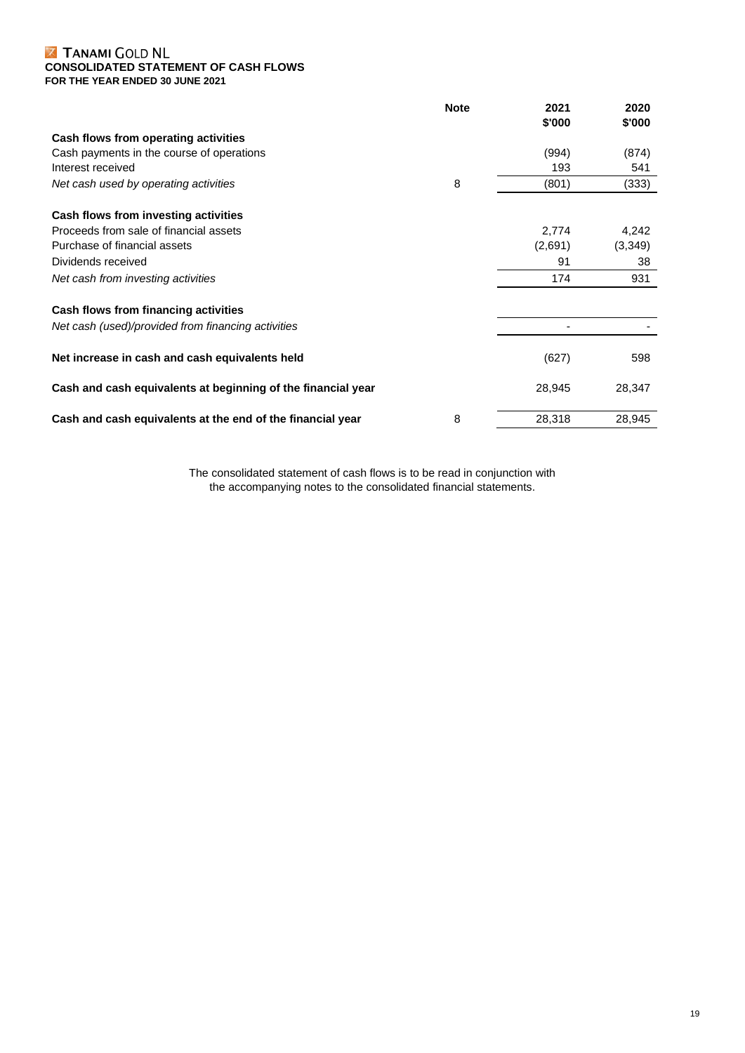**TANAMI GOLD NL**

# CONSOLIDATED STATEMENT OF CASH FLOWS

**FOR THE YEAR ENDED 30 JUNE 2021**

| | Note | 2021 $'000 | 2020 $'000 |
|---|---|---|---|
| **Cash flows from operating activities** | | | |
| Cash payments in the course of operations | | (994) | (874) |
| Interest received | | 193 | 541 |
| *Net cash used by operating activities* | 8 | (801) | (333) |
| **Cash flows from investing activities** | | | |
| Proceeds from sale of financial assets | | 2,774 | 4,242 |
| Purchase of financial assets | | (2,691) | (3,349) |
| Dividends received | | 91 | 38 |
| *Net cash from investing activities* | | 174 | 931 |
| **Cash flows from financing activities** | | | |
| *Net cash (used)/provided from financing activities* | | - | - |
| **Net increase in cash and cash equivalents held** | | (627) | 598 |
| **Cash and cash equivalents at beginning of the financial year** | | 28,945 | 28,347 |
| **Cash and cash equivalents at the end of the financial year** | 8 | 28,318 | 28,945 |

The consolidated statement of cash flows is to be read in conjunction with the accompanying notes to the consolidated financial statements.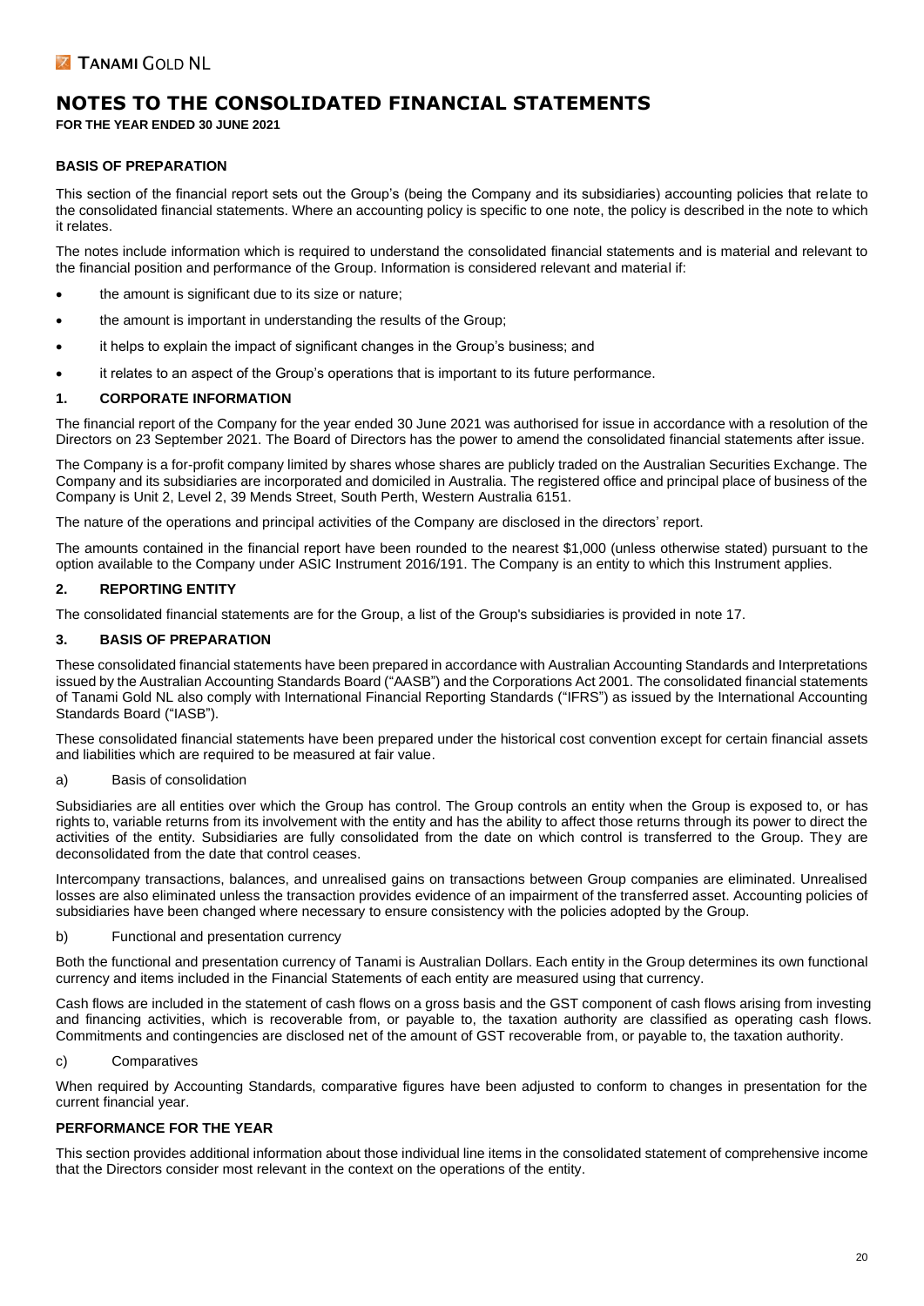# NOTES TO THE CONSOLIDATED FINANCIAL STATEMENTS

**FOR THE YEAR ENDED 30 JUNE 2021**

## BASIS OF PREPARATION

This section of the financial report sets out the Group's (being the Company and its subsidiaries) accounting policies that relate to the consolidated financial statements. Where an accounting policy is specific to one note, the policy is described in the note to which it relates.

The notes include information which is required to understand the consolidated financial statements and is material and relevant to the financial position and performance of the Group. Information is considered relevant and material if:

- the amount is significant due to its size or nature;
- the amount is important in understanding the results of the Group;
- it helps to explain the impact of significant changes in the Group's business; and
- it relates to an aspect of the Group's operations that is important to its future performance.

### 1. CORPORATE INFORMATION

The financial report of the Company for the year ended 30 June 2021 was authorised for issue in accordance with a resolution of the Directors on 23 September 2021. The Board of Directors has the power to amend the consolidated financial statements after issue.

The Company is a for-profit company limited by shares whose shares are publicly traded on the Australian Securities Exchange. The Company and its subsidiaries are incorporated and domiciled in Australia. The registered office and principal place of business of the Company is Unit 2, Level 2, 39 Mends Street, South Perth, Western Australia 6151.

The nature of the operations and principal activities of the Company are disclosed in the directors' report.

The amounts contained in the financial report have been rounded to the nearest $1,000 (unless otherwise stated) pursuant to the option available to the Company under ASIC Instrument 2016/191. The Company is an entity to which this Instrument applies.

### 2. REPORTING ENTITY

The consolidated financial statements are for the Group, a list of the Group's subsidiaries is provided in note 17.

### 3. BASIS OF PREPARATION

These consolidated financial statements have been prepared in accordance with Australian Accounting Standards and Interpretations issued by the Australian Accounting Standards Board ("AASB") and the Corporations Act 2001. The consolidated financial statements of Tanami Gold NL also comply with International Financial Reporting Standards ("IFRS") as issued by the International Accounting Standards Board ("IASB").

These consolidated financial statements have been prepared under the historical cost convention except for certain financial assets and liabilities which are required to be measured at fair value.

a) Basis of consolidation

Subsidiaries are all entities over which the Group has control. The Group controls an entity when the Group is exposed to, or has rights to, variable returns from its involvement with the entity and has the ability to affect those returns through its power to direct the activities of the entity. Subsidiaries are fully consolidated from the date on which control is transferred to the Group. They are deconsolidated from the date that control ceases.

Intercompany transactions, balances, and unrealised gains on transactions between Group companies are eliminated. Unrealised losses are also eliminated unless the transaction provides evidence of an impairment of the transferred asset. Accounting policies of subsidiaries have been changed where necessary to ensure consistency with the policies adopted by the Group.

b) Functional and presentation currency

Both the functional and presentation currency of Tanami is Australian Dollars. Each entity in the Group determines its own functional currency and items included in the Financial Statements of each entity are measured using that currency.

Cash flows are included in the statement of cash flows on a gross basis and the GST component of cash flows arising from investing and financing activities, which is recoverable from, or payable to, the taxation authority are classified as operating cash flows. Commitments and contingencies are disclosed net of the amount of GST recoverable from, or payable to, the taxation authority.

c) Comparatives

When required by Accounting Standards, comparative figures have been adjusted to conform to changes in presentation for the current financial year.

## PERFORMANCE FOR THE YEAR

This section provides additional information about those individual line items in the consolidated statement of comprehensive income that the Directors consider most relevant in the context on the operations of the entity.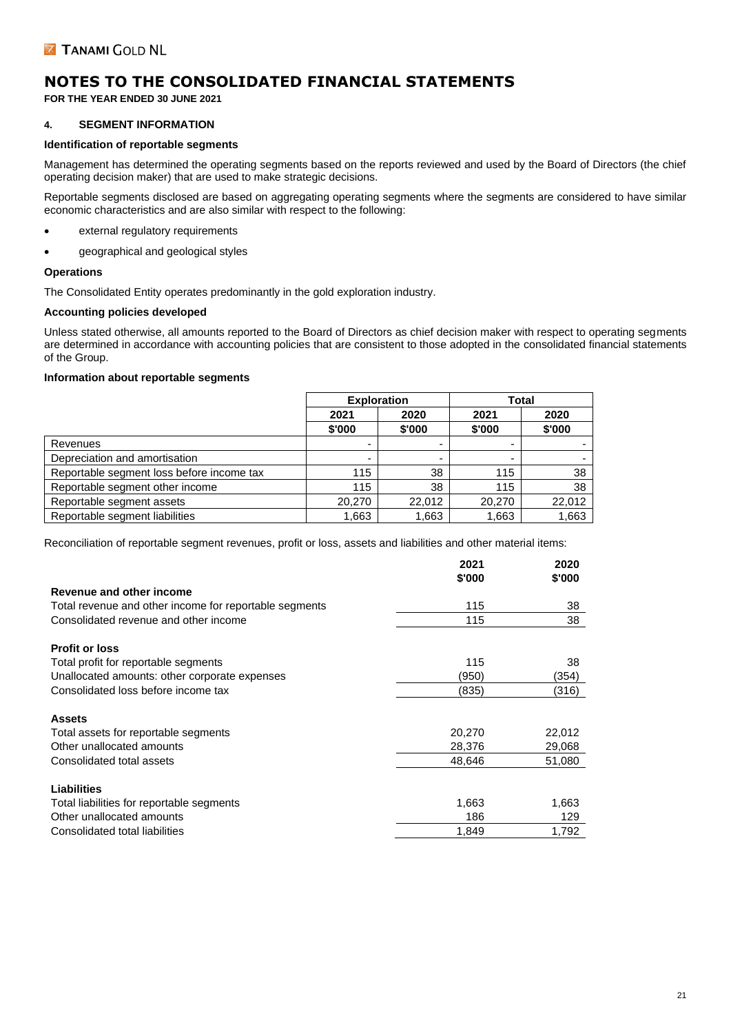# NOTES TO THE CONSOLIDATED FINANCIAL STATEMENTS

**FOR THE YEAR ENDED 30 JUNE 2021**

## 4. SEGMENT INFORMATION

### Identification of reportable segments

Management has determined the operating segments based on the reports reviewed and used by the Board of Directors (the chief operating decision maker) that are used to make strategic decisions.

Reportable segments disclosed are based on aggregating operating segments where the segments are considered to have similar economic characteristics and are also similar with respect to the following:

- external regulatory requirements
- geographical and geological styles

### Operations

The Consolidated Entity operates predominantly in the gold exploration industry.

### Accounting policies developed

Unless stated otherwise, all amounts reported to the Board of Directors as chief decision maker with respect to operating segments are determined in accordance with accounting policies that are consistent to those adopted in the consolidated financial statements of the Group.

### Information about reportable segments

| | Exploration | | Total | |
|---|---|---|---|---|
| | 2021 | 2020 | 2021 | 2020 |
| | $'000 | $'000 | $'000 | $'000 |
| Revenues | - | - | - | - |
| Depreciation and amortisation | - | - | - | - |
| Reportable segment loss before income tax | 115 | 38 | 115 | 38 |
| Reportable segment other income | 115 | 38 | 115 | 38 |
| Reportable segment assets | 20,270 | 22,012 | 20,270 | 22,012 |
| Reportable segment liabilities | 1,663 | 1,663 | 1,663 | 1,663 |

Reconciliation of reportable segment revenues, profit or loss, assets and liabilities and other material items:

| | 2021 | 2020 |
|---|---|---|
| | $'000 | $'000 |
| **Revenue and other income** | | |
| Total revenue and other income for reportable segments | 115 | 38 |
| Consolidated revenue and other income | 115 | 38 |
| | | |
| **Profit or loss** | | |
| Total profit for reportable segments | 115 | 38 |
| Unallocated amounts: other corporate expenses | (950) | (354) |
| Consolidated loss before income tax | (835) | (316) |
| | | |
| **Assets** | | |
| Total assets for reportable segments | 20,270 | 22,012 |
| Other unallocated amounts | 28,376 | 29,068 |
| Consolidated total assets | 48,646 | 51,080 |
| | | |
| **Liabilities** | | |
| Total liabilities for reportable segments | 1,663 | 1,663 |
| Other unallocated amounts | 186 | 129 |
| Consolidated total liabilities | 1,849 | 1,792 |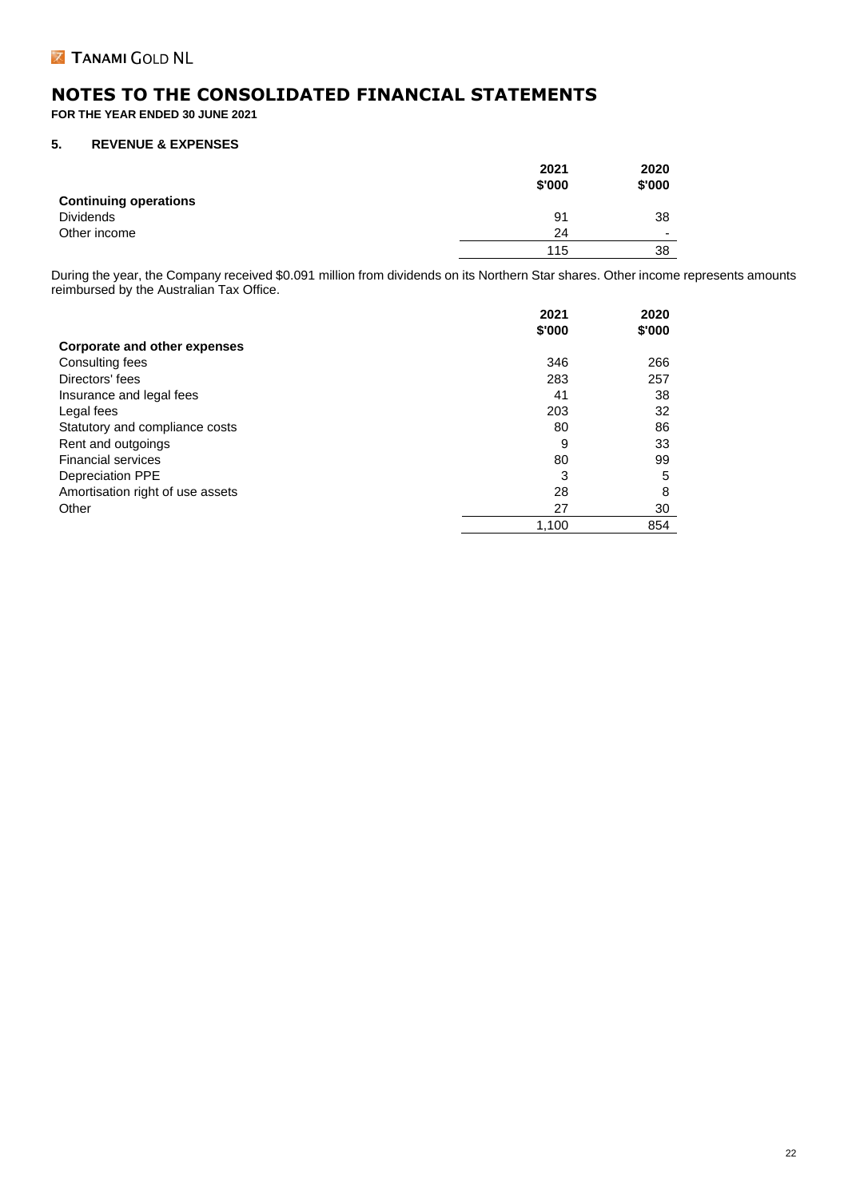# NOTES TO THE CONSOLIDATED FINANCIAL STATEMENTS

**FOR THE YEAR ENDED 30 JUNE 2021**

## 5. REVENUE & EXPENSES

| | 2021 $'000 | 2020 $'000 |
|---|---|---|
| **Continuing operations** | | |
| Dividends | 91 | 38 |
| Other income | 24 | - |
| | 115 | 38 |

During the year, the Company received $0.091 million from dividends on its Northern Star shares. Other income represents amounts reimbursed by the Australian Tax Office.

| | 2021 $'000 | 2020 $'000 |
|---|---|---|
| **Corporate and other expenses** | | |
| Consulting fees | 346 | 266 |
| Directors' fees | 283 | 257 |
| Insurance and legal fees | 41 | 38 |
| Legal fees | 203 | 32 |
| Statutory and compliance costs | 80 | 86 |
| Rent and outgoings | 9 | 33 |
| Financial services | 80 | 99 |
| Depreciation PPE | 3 | 5 |
| Amortisation right of use assets | 28 | 8 |
| Other | 27 | 30 |
| | 1,100 | 854 |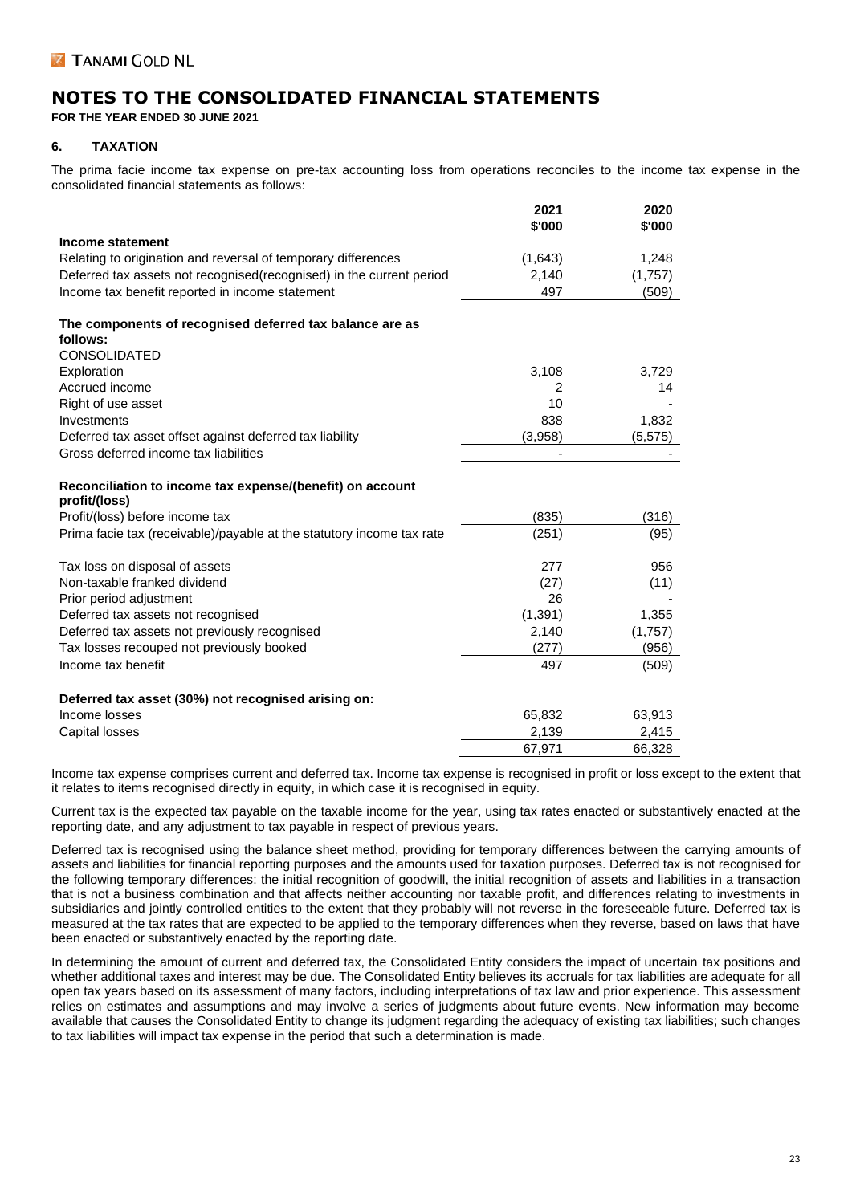# NOTES TO THE CONSOLIDATED FINANCIAL STATEMENTS

**FOR THE YEAR ENDED 30 JUNE 2021**

## 6. TAXATION

The prima facie income tax expense on pre-tax accounting loss from operations reconciles to the income tax expense in the consolidated financial statements as follows:

| | 2021 $'000 | 2020 $'000 |
|---|---|---|
| **Income statement** | | |
| Relating to origination and reversal of temporary differences | (1,643) | 1,248 |
| Deferred tax assets not recognised(recognised) in the current period | 2,140 | (1,757) |
| Income tax benefit reported in income statement | 497 | (509) |
| | | |
| **The components of recognised deferred tax balance are as follows:** | | |
| CONSOLIDATED | | |
| Exploration | 3,108 | 3,729 |
| Accrued income | 2 | 14 |
| Right of use asset | 10 | - |
| Investments | 838 | 1,832 |
| Deferred tax asset offset against deferred tax liability | (3,958) | (5,575) |
| Gross deferred income tax liabilities | - | - |
| | | |
| **Reconciliation to income tax expense/(benefit) on account profit/(loss)** | | |
| Profit/(loss) before income tax | (835) | (316) |
| Prima facie tax (receivable)/payable at the statutory income tax rate | (251) | (95) |
| | | |
| Tax loss on disposal of assets | 277 | 956 |
| Non-taxable franked dividend | (27) | (11) |
| Prior period adjustment | 26 | - |
| Deferred tax assets not recognised | (1,391) | 1,355 |
| Deferred tax assets not previously recognised | 2,140 | (1,757) |
| Tax losses recouped not previously booked | (277) | (956) |
| Income tax benefit | 497 | (509) |
| | | |
| **Deferred tax asset (30%) not recognised arising on:** | | |
| Income losses | 65,832 | 63,913 |
| Capital losses | 2,139 | 2,415 |
| | 67,971 | 66,328 |

Income tax expense comprises current and deferred tax. Income tax expense is recognised in profit or loss except to the extent that it relates to items recognised directly in equity, in which case it is recognised in equity.

Current tax is the expected tax payable on the taxable income for the year, using tax rates enacted or substantively enacted at the reporting date, and any adjustment to tax payable in respect of previous years.

Deferred tax is recognised using the balance sheet method, providing for temporary differences between the carrying amounts of assets and liabilities for financial reporting purposes and the amounts used for taxation purposes. Deferred tax is not recognised for the following temporary differences: the initial recognition of goodwill, the initial recognition of assets and liabilities in a transaction that is not a business combination and that affects neither accounting nor taxable profit, and differences relating to investments in subsidiaries and jointly controlled entities to the extent that they probably will not reverse in the foreseeable future. Deferred tax is measured at the tax rates that are expected to be applied to the temporary differences when they reverse, based on laws that have been enacted or substantively enacted by the reporting date.

In determining the amount of current and deferred tax, the Consolidated Entity considers the impact of uncertain tax positions and whether additional taxes and interest may be due. The Consolidated Entity believes its accruals for tax liabilities are adequate for all open tax years based on its assessment of many factors, including interpretations of tax law and prior experience. This assessment relies on estimates and assumptions and may involve a series of judgments about future events. New information may become available that causes the Consolidated Entity to change its judgment regarding the adequacy of existing tax liabilities; such changes to tax liabilities will impact tax expense in the period that such a determination is made.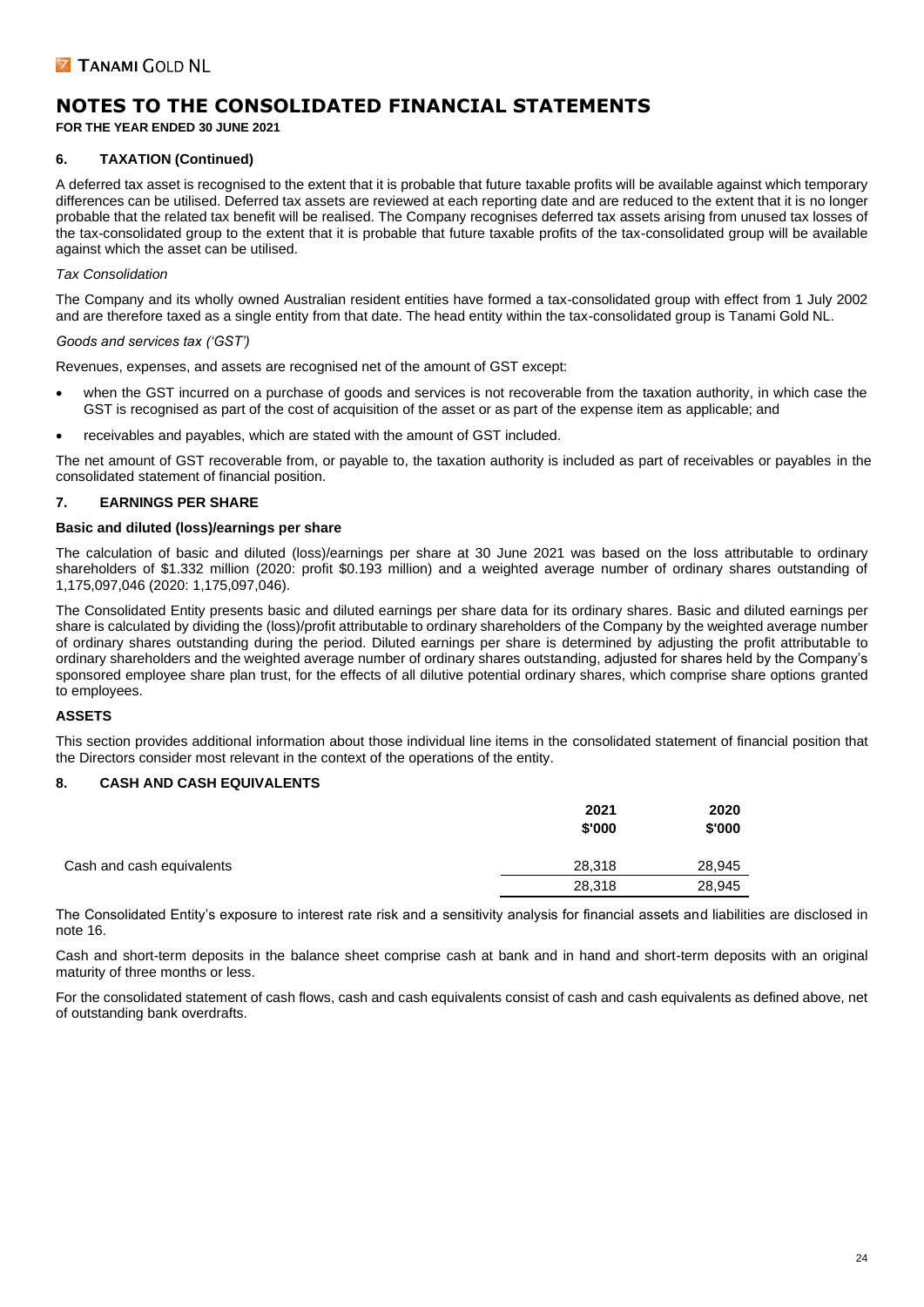# NOTES TO THE CONSOLIDATED FINANCIAL STATEMENTS

**FOR THE YEAR ENDED 30 JUNE 2021**

## 6. TAXATION (Continued)

A deferred tax asset is recognised to the extent that it is probable that future taxable profits will be available against which temporary differences can be utilised. Deferred tax assets are reviewed at each reporting date and are reduced to the extent that it is no longer probable that the related tax benefit will be realised. The Company recognises deferred tax assets arising from unused tax losses of the tax-consolidated group to the extent that it is probable that future taxable profits of the tax-consolidated group will be available against which the asset can be utilised.

*Tax Consolidation*

The Company and its wholly owned Australian resident entities have formed a tax-consolidated group with effect from 1 July 2002 and are therefore taxed as a single entity from that date. The head entity within the tax-consolidated group is Tanami Gold NL.

*Goods and services tax ('GST')*

Revenues, expenses, and assets are recognised net of the amount of GST except:

- when the GST incurred on a purchase of goods and services is not recoverable from the taxation authority, in which case the GST is recognised as part of the cost of acquisition of the asset or as part of the expense item as applicable; and
- receivables and payables, which are stated with the amount of GST included.

The net amount of GST recoverable from, or payable to, the taxation authority is included as part of receivables or payables in the consolidated statement of financial position.

## 7. EARNINGS PER SHARE

**Basic and diluted (loss)/earnings per share**

The calculation of basic and diluted (loss)/earnings per share at 30 June 2021 was based on the loss attributable to ordinary shareholders of $1.332 million (2020: profit $0.193 million) and a weighted average number of ordinary shares outstanding of 1,175,097,046 (2020: 1,175,097,046).

The Consolidated Entity presents basic and diluted earnings per share data for its ordinary shares. Basic and diluted earnings per share is calculated by dividing the (loss)/profit attributable to ordinary shareholders of the Company by the weighted average number of ordinary shares outstanding during the period. Diluted earnings per share is determined by adjusting the profit attributable to ordinary shareholders and the weighted average number of ordinary shares outstanding, adjusted for shares held by the Company's sponsored employee share plan trust, for the effects of all dilutive potential ordinary shares, which comprise share options granted to employees.

## ASSETS

This section provides additional information about those individual line items in the consolidated statement of financial position that the Directors consider most relevant in the context of the operations of the entity.

## 8. CASH AND CASH EQUIVALENTS

| | 2021<br>$'000 | 2020<br>$'000 |
|---|---|---|
| Cash and cash equivalents | 28,318 | 28,945 |
| | 28,318 | 28,945 |

The Consolidated Entity's exposure to interest rate risk and a sensitivity analysis for financial assets and liabilities are disclosed in note 16.

Cash and short-term deposits in the balance sheet comprise cash at bank and in hand and short-term deposits with an original maturity of three months or less.

For the consolidated statement of cash flows, cash and cash equivalents consist of cash and cash equivalents as defined above, net of outstanding bank overdrafts.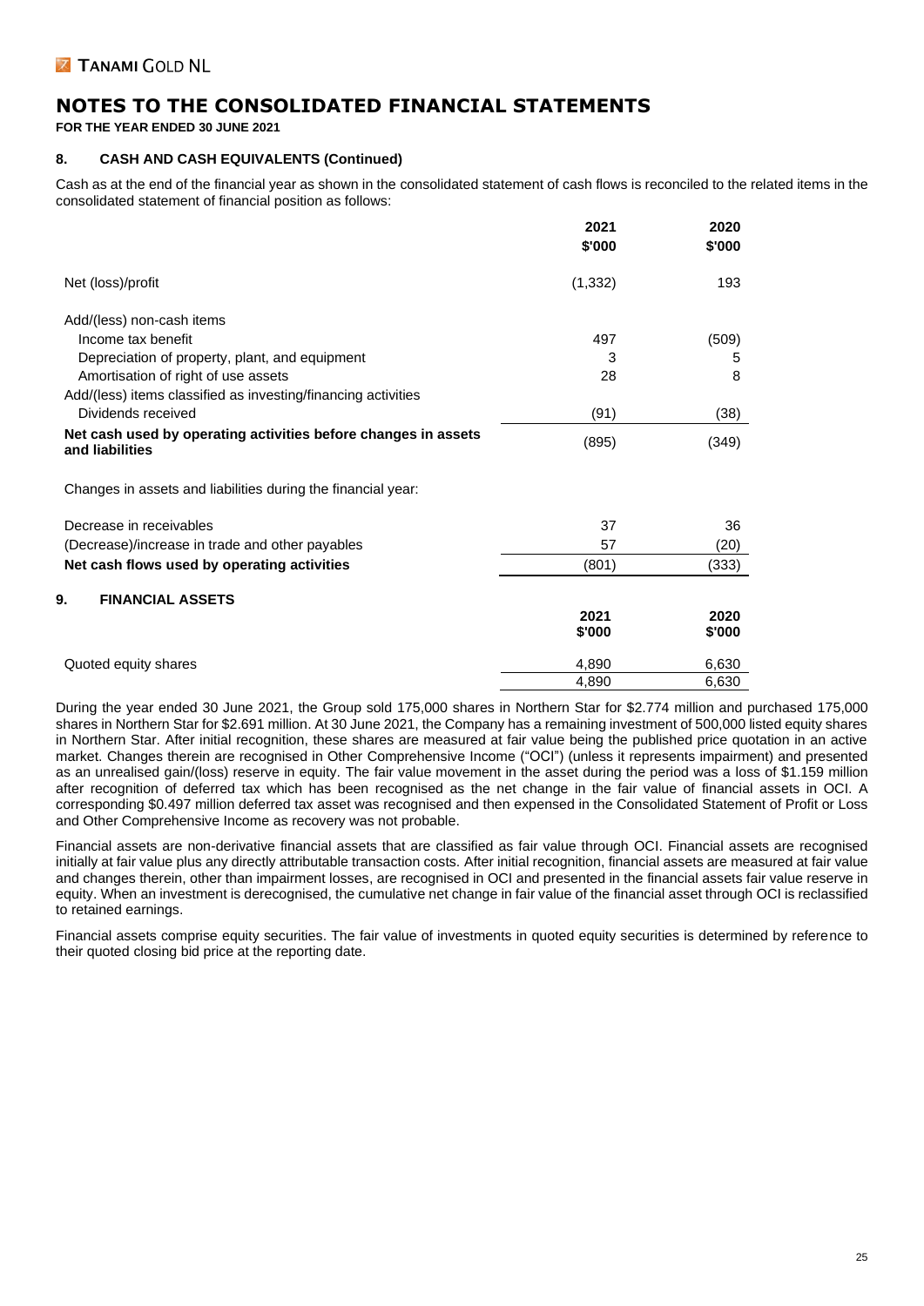# NOTES TO THE CONSOLIDATED FINANCIAL STATEMENTS

**FOR THE YEAR ENDED 30 JUNE 2021**

## 8. CASH AND CASH EQUIVALENTS (Continued)

Cash as at the end of the financial year as shown in the consolidated statement of cash flows is reconciled to the related items in the consolidated statement of financial position as follows:

| | 2021 $'000 | 2020 $'000 |
|---|---|---|
| Net (loss)/profit | (1,332) | 193 |
| Add/(less) non-cash items | | |
| Income tax benefit | 497 | (509) |
| Depreciation of property, plant, and equipment | 3 | 5 |
| Amortisation of right of use assets | 28 | 8 |
| Add/(less) items classified as investing/financing activities | | |
| Dividends received | (91) | (38) |
| **Net cash used by operating activities before changes in assets and liabilities** | (895) | (349) |
| Changes in assets and liabilities during the financial year: | | |
| Decrease in receivables | 37 | 36 |
| (Decrease)/increase in trade and other payables | 57 | (20) |
| **Net cash flows used by operating activities** | (801) | (333) |

## 9. FINANCIAL ASSETS

| | 2021 $'000 | 2020 $'000 |
|---|---|---|
| Quoted equity shares | 4,890 | 6,630 |
| | 4,890 | 6,630 |

During the year ended 30 June 2021, the Group sold 175,000 shares in Northern Star for $2.774 million and purchased 175,000 shares in Northern Star for $2.691 million. At 30 June 2021, the Company has a remaining investment of 500,000 listed equity shares in Northern Star. After initial recognition, these shares are measured at fair value being the published price quotation in an active market. Changes therein are recognised in Other Comprehensive Income ("OCI") (unless it represents impairment) and presented as an unrealised gain/(loss) reserve in equity. The fair value movement in the asset during the period was a loss of $1.159 million after recognition of deferred tax which has been recognised as the net change in the fair value of financial assets in OCI. A corresponding $0.497 million deferred tax asset was recognised and then expensed in the Consolidated Statement of Profit or Loss and Other Comprehensive Income as recovery was not probable.

Financial assets are non-derivative financial assets that are classified as fair value through OCI. Financial assets are recognised initially at fair value plus any directly attributable transaction costs. After initial recognition, financial assets are measured at fair value and changes therein, other than impairment losses, are recognised in OCI and presented in the financial assets fair value reserve in equity. When an investment is derecognised, the cumulative net change in fair value of the financial asset through OCI is reclassified to retained earnings.

Financial assets comprise equity securities. The fair value of investments in quoted equity securities is determined by reference to their quoted closing bid price at the reporting date.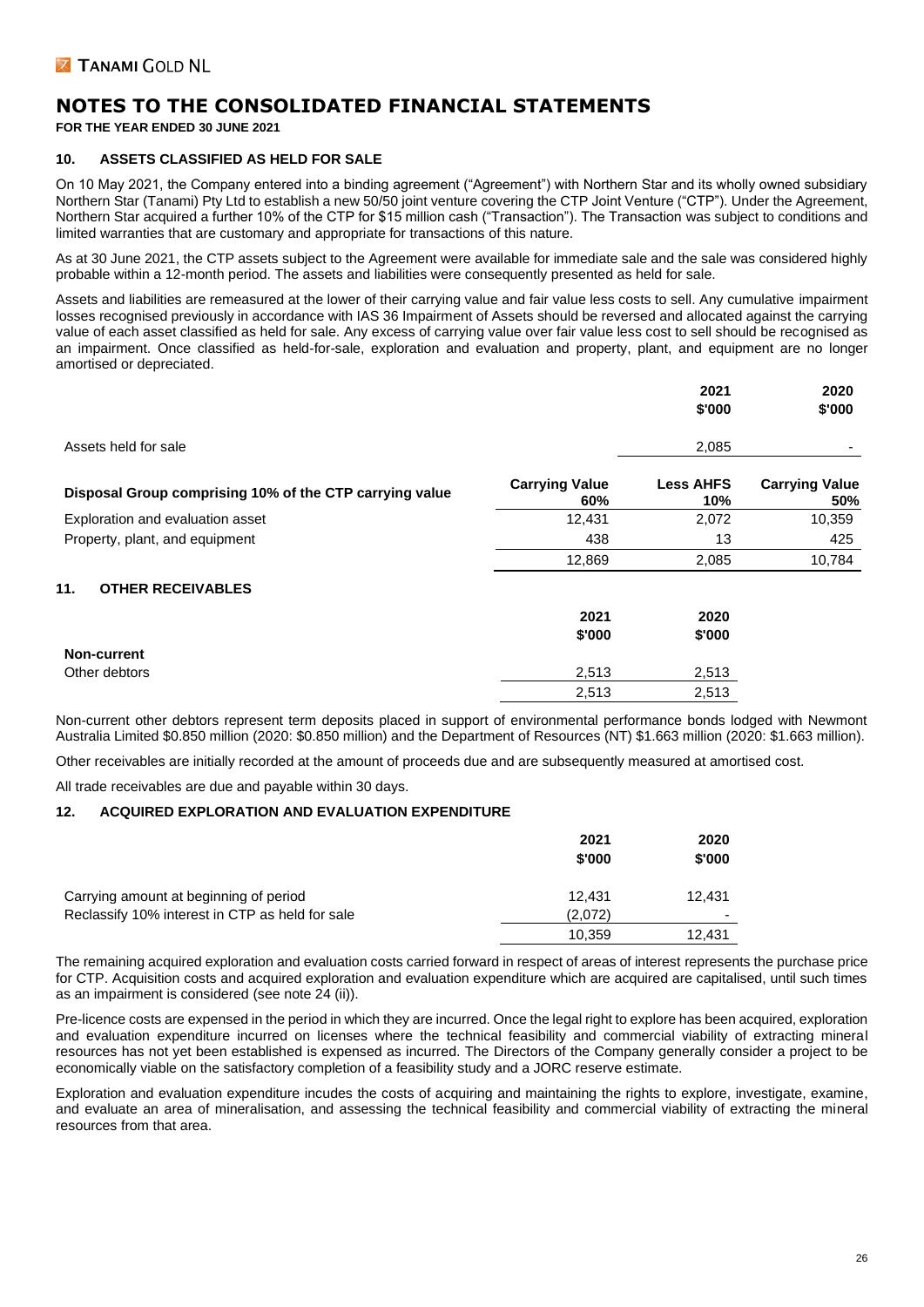# NOTES TO THE CONSOLIDATED FINANCIAL STATEMENTS

**FOR THE YEAR ENDED 30 JUNE 2021**

### 10. ASSETS CLASSIFIED AS HELD FOR SALE

On 10 May 2021, the Company entered into a binding agreement ("Agreement") with Northern Star and its wholly owned subsidiary Northern Star (Tanami) Pty Ltd to establish a new 50/50 joint venture covering the CTP Joint Venture ("CTP"). Under the Agreement, Northern Star acquired a further 10% of the CTP for $15 million cash ("Transaction"). The Transaction was subject to conditions and limited warranties that are customary and appropriate for transactions of this nature.

As at 30 June 2021, the CTP assets subject to the Agreement were available for immediate sale and the sale was considered highly probable within a 12-month period. The assets and liabilities were consequently presented as held for sale.

Assets and liabilities are remeasured at the lower of their carrying value and fair value less costs to sell. Any cumulative impairment losses recognised previously in accordance with IAS 36 Impairment of Assets should be reversed and allocated against the carrying value of each asset classified as held for sale. Any excess of carrying value over fair value less cost to sell should be recognised as an impairment. Once classified as held-for-sale, exploration and evaluation and property, plant, and equipment are no longer amortised or depreciated.

| | 2021 $'000 | 2020 $'000 |
|---|---|---|
| Assets held for sale | 2,085 | - |

| Disposal Group comprising 10% of the CTP carrying value | Carrying Value 60% | Less AHFS 10% | Carrying Value 50% |
|---|---|---|---|
| Exploration and evaluation asset | 12,431 | 2,072 | 10,359 |
| Property, plant, and equipment | 438 | 13 | 425 |
| | 12,869 | 2,085 | 10,784 |

### 11. OTHER RECEIVABLES

| | 2021 $'000 | 2020 $'000 |
|---|---|---|
| **Non-current** | | |
| Other debtors | 2,513 | 2,513 |
| | 2,513 | 2,513 |

Non-current other debtors represent term deposits placed in support of environmental performance bonds lodged with Newmont Australia Limited $0.850 million (2020: $0.850 million) and the Department of Resources (NT) $1.663 million (2020: $1.663 million).

Other receivables are initially recorded at the amount of proceeds due and are subsequently measured at amortised cost.

All trade receivables are due and payable within 30 days.

### 12. ACQUIRED EXPLORATION AND EVALUATION EXPENDITURE

| | 2021 $'000 | 2020 $'000 |
|---|---|---|
| Carrying amount at beginning of period | 12,431 | 12,431 |
| Reclassify 10% interest in CTP as held for sale | (2,072) | - |
| | 10,359 | 12,431 |

The remaining acquired exploration and evaluation costs carried forward in respect of areas of interest represents the purchase price for CTP. Acquisition costs and acquired exploration and evaluation expenditure which are acquired are capitalised, until such times as an impairment is considered (see note 24 (ii)).

Pre-licence costs are expensed in the period in which they are incurred. Once the legal right to explore has been acquired, exploration and evaluation expenditure incurred on licenses where the technical feasibility and commercial viability of extracting mineral resources has not yet been established is expensed as incurred. The Directors of the Company generally consider a project to be economically viable on the satisfactory completion of a feasibility study and a JORC reserve estimate.

Exploration and evaluation expenditure incudes the costs of acquiring and maintaining the rights to explore, investigate, examine, and evaluate an area of mineralisation, and assessing the technical feasibility and commercial viability of extracting the mineral resources from that area.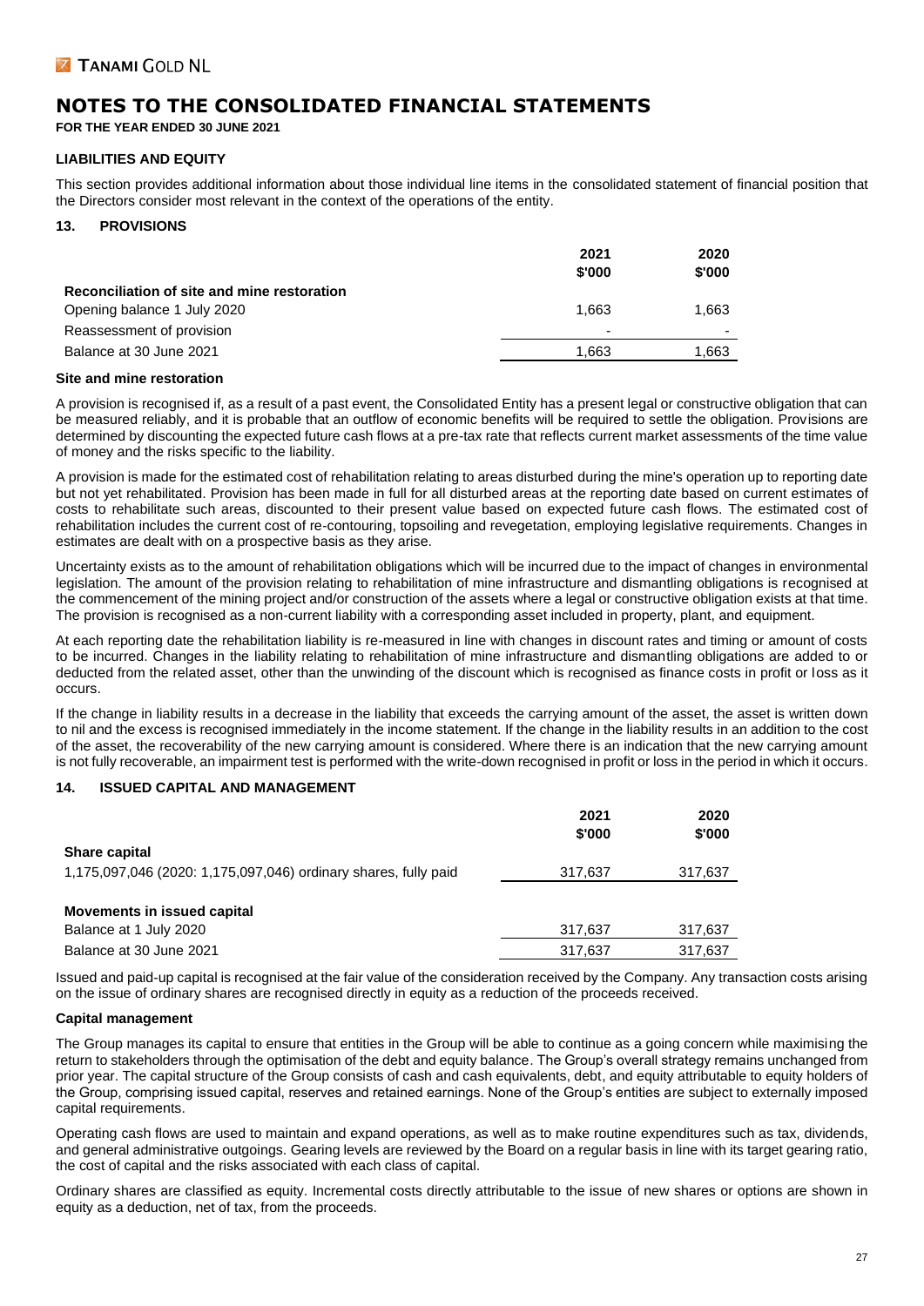# NOTES TO THE CONSOLIDATED FINANCIAL STATEMENTS

**FOR THE YEAR ENDED 30 JUNE 2021**

## LIABILITIES AND EQUITY

This section provides additional information about those individual line items in the consolidated statement of financial position that the Directors consider most relevant in the context of the operations of the entity.

### 13. PROVISIONS

| | 2021 $'000 | 2020 $'000 |
|---|---|---|
| **Reconciliation of site and mine restoration** | | |
| Opening balance 1 July 2020 | 1,663 | 1,663 |
| Reassessment of provision | - | - |
| Balance at 30 June 2021 | 1,663 | 1,663 |

**Site and mine restoration**

A provision is recognised if, as a result of a past event, the Consolidated Entity has a present legal or constructive obligation that can be measured reliably, and it is probable that an outflow of economic benefits will be required to settle the obligation. Provisions are determined by discounting the expected future cash flows at a pre-tax rate that reflects current market assessments of the time value of money and the risks specific to the liability.

A provision is made for the estimated cost of rehabilitation relating to areas disturbed during the mine's operation up to reporting date but not yet rehabilitated. Provision has been made in full for all disturbed areas at the reporting date based on current estimates of costs to rehabilitate such areas, discounted to their present value based on expected future cash flows. The estimated cost of rehabilitation includes the current cost of re-contouring, topsoiling and revegetation, employing legislative requirements. Changes in estimates are dealt with on a prospective basis as they arise.

Uncertainty exists as to the amount of rehabilitation obligations which will be incurred due to the impact of changes in environmental legislation. The amount of the provision relating to rehabilitation of mine infrastructure and dismantling obligations is recognised at the commencement of the mining project and/or construction of the assets where a legal or constructive obligation exists at that time. The provision is recognised as a non-current liability with a corresponding asset included in property, plant, and equipment.

At each reporting date the rehabilitation liability is re-measured in line with changes in discount rates and timing or amount of costs to be incurred. Changes in the liability relating to rehabilitation of mine infrastructure and dismantling obligations are added to or deducted from the related asset, other than the unwinding of the discount which is recognised as finance costs in profit or loss as it occurs.

If the change in liability results in a decrease in the liability that exceeds the carrying amount of the asset, the asset is written down to nil and the excess is recognised immediately in the income statement. If the change in the liability results in an addition to the cost of the asset, the recoverability of the new carrying amount is considered. Where there is an indication that the new carrying amount is not fully recoverable, an impairment test is performed with the write-down recognised in profit or loss in the period in which it occurs.

### 14. ISSUED CAPITAL AND MANAGEMENT

| | 2021 $'000 | 2020 $'000 |
|---|---|---|
| **Share capital** | | |
| 1,175,097,046 (2020: 1,175,097,046) ordinary shares, fully paid | 317,637 | 317,637 |
| | | |
| **Movements in issued capital** | | |
| Balance at 1 July 2020 | 317,637 | 317,637 |
| Balance at 30 June 2021 | 317,637 | 317,637 |

Issued and paid-up capital is recognised at the fair value of the consideration received by the Company. Any transaction costs arising on the issue of ordinary shares are recognised directly in equity as a reduction of the proceeds received.

**Capital management**

The Group manages its capital to ensure that entities in the Group will be able to continue as a going concern while maximising the return to stakeholders through the optimisation of the debt and equity balance. The Group's overall strategy remains unchanged from prior year. The capital structure of the Group consists of cash and cash equivalents, debt, and equity attributable to equity holders of the Group, comprising issued capital, reserves and retained earnings. None of the Group's entities are subject to externally imposed capital requirements.

Operating cash flows are used to maintain and expand operations, as well as to make routine expenditures such as tax, dividends, and general administrative outgoings. Gearing levels are reviewed by the Board on a regular basis in line with its target gearing ratio, the cost of capital and the risks associated with each class of capital.

Ordinary shares are classified as equity. Incremental costs directly attributable to the issue of new shares or options are shown in equity as a deduction, net of tax, from the proceeds.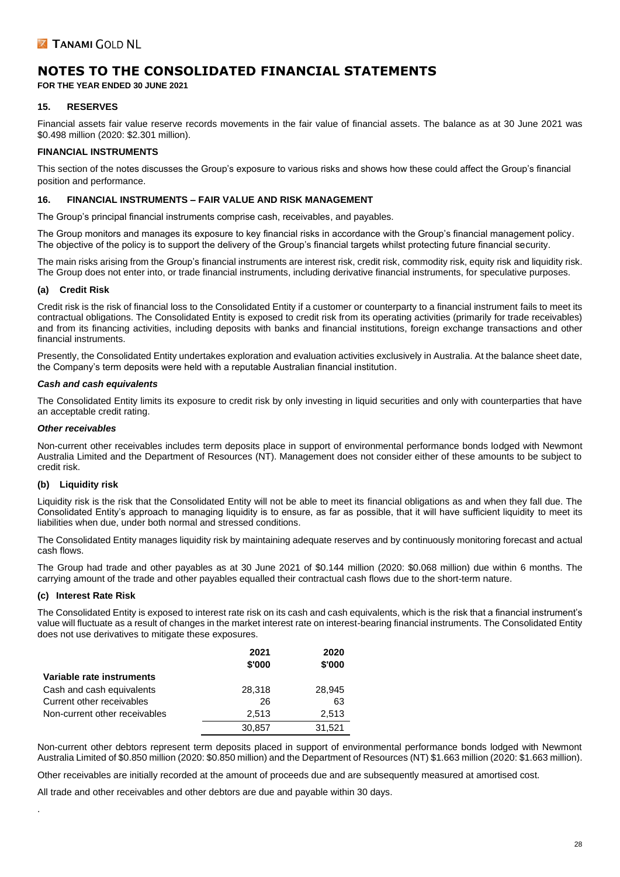# NOTES TO THE CONSOLIDATED FINANCIAL STATEMENTS

**FOR THE YEAR ENDED 30 JUNE 2021**

### 15. RESERVES

Financial assets fair value reserve records movements in the fair value of financial assets. The balance as at 30 June 2021 was \$0.498 million (2020: \$2.301 million).

### FINANCIAL INSTRUMENTS

This section of the notes discusses the Group's exposure to various risks and shows how these could affect the Group's financial position and performance.

### 16. FINANCIAL INSTRUMENTS – FAIR VALUE AND RISK MANAGEMENT

The Group's principal financial instruments comprise cash, receivables, and payables.

The Group monitors and manages its exposure to key financial risks in accordance with the Group's financial management policy. The objective of the policy is to support the delivery of the Group's financial targets whilst protecting future financial security.

The main risks arising from the Group's financial instruments are interest risk, credit risk, commodity risk, equity risk and liquidity risk. The Group does not enter into, or trade financial instruments, including derivative financial instruments, for speculative purposes.

#### (a) Credit Risk

Credit risk is the risk of financial loss to the Consolidated Entity if a customer or counterparty to a financial instrument fails to meet its contractual obligations. The Consolidated Entity is exposed to credit risk from its operating activities (primarily for trade receivables) and from its financing activities, including deposits with banks and financial institutions, foreign exchange transactions and other financial instruments.

Presently, the Consolidated Entity undertakes exploration and evaluation activities exclusively in Australia. At the balance sheet date, the Company's term deposits were held with a reputable Australian financial institution.

***Cash and cash equivalents***

The Consolidated Entity limits its exposure to credit risk by only investing in liquid securities and only with counterparties that have an acceptable credit rating.

***Other receivables***

Non-current other receivables includes term deposits place in support of environmental performance bonds lodged with Newmont Australia Limited and the Department of Resources (NT). Management does not consider either of these amounts to be subject to credit risk.

#### (b) Liquidity risk

Liquidity risk is the risk that the Consolidated Entity will not be able to meet its financial obligations as and when they fall due. The Consolidated Entity's approach to managing liquidity is to ensure, as far as possible, that it will have sufficient liquidity to meet its liabilities when due, under both normal and stressed conditions.

The Consolidated Entity manages liquidity risk by maintaining adequate reserves and by continuously monitoring forecast and actual cash flows.

The Group had trade and other payables as at 30 June 2021 of \$0.144 million (2020: \$0.068 million) due within 6 months. The carrying amount of the trade and other payables equalled their contractual cash flows due to the short-term nature.

#### (c) Interest Rate Risk

The Consolidated Entity is exposed to interest rate risk on its cash and cash equivalents, which is the risk that a financial instrument's value will fluctuate as a result of changes in the market interest rate on interest-bearing financial instruments. The Consolidated Entity does not use derivatives to mitigate these exposures.

| | 2021 \$'000 | 2020 \$'000 |
|---|---|---|
| **Variable rate instruments** | | |
| Cash and cash equivalents | 28,318 | 28,945 |
| Current other receivables | 26 | 63 |
| Non-current other receivables | 2,513 | 2,513 |
| | 30,857 | 31,521 |

Non-current other debtors represent term deposits placed in support of environmental performance bonds lodged with Newmont Australia Limited of \$0.850 million (2020: \$0.850 million) and the Department of Resources (NT) \$1.663 million (2020: \$1.663 million).

Other receivables are initially recorded at the amount of proceeds due and are subsequently measured at amortised cost.

All trade and other receivables and other debtors are due and payable within 30 days.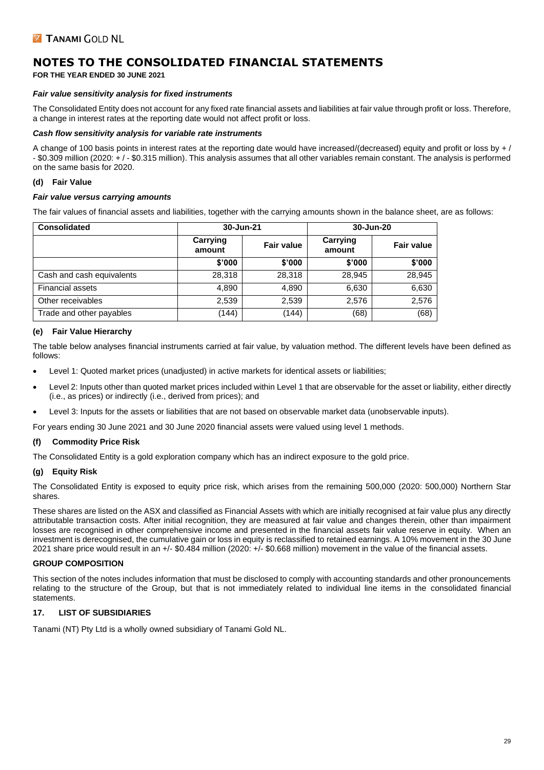# NOTES TO THE CONSOLIDATED FINANCIAL STATEMENTS

**FOR THE YEAR ENDED 30 JUNE 2021**

***Fair value sensitivity analysis for fixed instruments***

The Consolidated Entity does not account for any fixed rate financial assets and liabilities at fair value through profit or loss. Therefore, a change in interest rates at the reporting date would not affect profit or loss.

***Cash flow sensitivity analysis for variable rate instruments***

A change of 100 basis points in interest rates at the reporting date would have increased/(decreased) equity and profit or loss by + / - \$0.309 million (2020: + / - \$0.315 million). This analysis assumes that all other variables remain constant. The analysis is performed on the same basis for 2020.

### (d) Fair Value

***Fair value versus carrying amounts***

The fair values of financial assets and liabilities, together with the carrying amounts shown in the balance sheet, are as follows:

| Consolidated | 30-Jun-21 | | 30-Jun-20 | |
|---|---|---|---|---|
| | Carrying amount | Fair value | Carrying amount | Fair value |
| | \$'000 | \$'000 | \$'000 | \$'000 |
| Cash and cash equivalents | 28,318 | 28,318 | 28,945 | 28,945 |
| Financial assets | 4,890 | 4,890 | 6,630 | 6,630 |
| Other receivables | 2,539 | 2,539 | 2,576 | 2,576 |
| Trade and other payables | (144) | (144) | (68) | (68) |

### (e) Fair Value Hierarchy

The table below analyses financial instruments carried at fair value, by valuation method. The different levels have been defined as follows:

- Level 1: Quoted market prices (unadjusted) in active markets for identical assets or liabilities;
- Level 2: Inputs other than quoted market prices included within Level 1 that are observable for the asset or liability, either directly (i.e., as prices) or indirectly (i.e., derived from prices); and
- Level 3: Inputs for the assets or liabilities that are not based on observable market data (unobservable inputs).

For years ending 30 June 2021 and 30 June 2020 financial assets were valued using level 1 methods.

### (f) Commodity Price Risk

The Consolidated Entity is a gold exploration company which has an indirect exposure to the gold price.

### (g) Equity Risk

The Consolidated Entity is exposed to equity price risk, which arises from the remaining 500,000 (2020: 500,000) Northern Star shares.

These shares are listed on the ASX and classified as Financial Assets with which are initially recognised at fair value plus any directly attributable transaction costs. After initial recognition, they are measured at fair value and changes therein, other than impairment losses are recognised in other comprehensive income and presented in the financial assets fair value reserve in equity. When an investment is derecognised, the cumulative gain or loss in equity is reclassified to retained earnings. A 10% movement in the 30 June 2021 share price would result in an +/- \$0.484 million (2020: +/- \$0.668 million) movement in the value of the financial assets.

## GROUP COMPOSITION

This section of the notes includes information that must be disclosed to comply with accounting standards and other pronouncements relating to the structure of the Group, but that is not immediately related to individual line items in the consolidated financial statements.

## 17. LIST OF SUBSIDIARIES

Tanami (NT) Pty Ltd is a wholly owned subsidiary of Tanami Gold NL.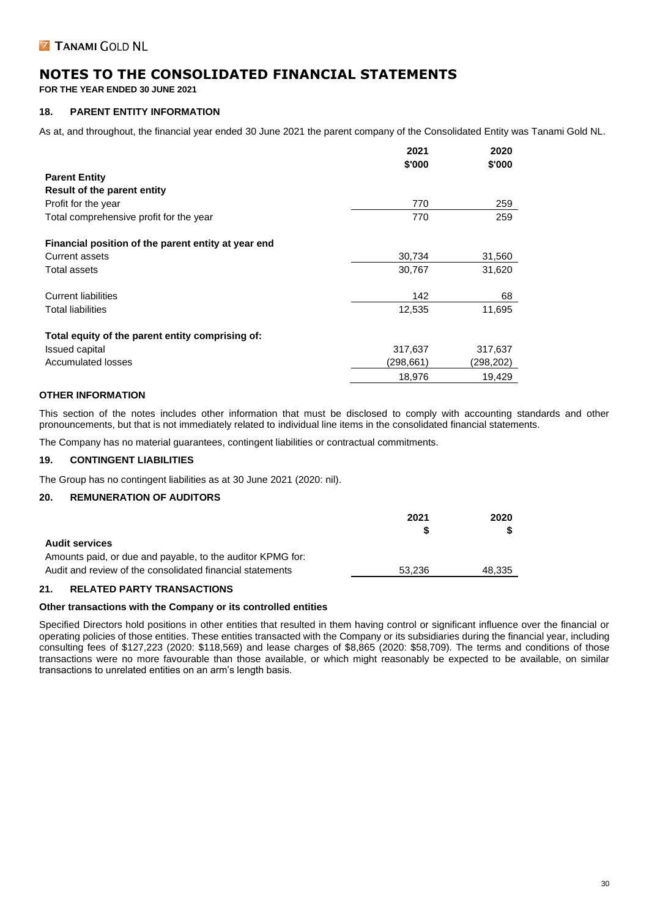# NOTES TO THE CONSOLIDATED FINANCIAL STATEMENTS

**FOR THE YEAR ENDED 30 JUNE 2021**

### 18. PARENT ENTITY INFORMATION

As at, and throughout, the financial year ended 30 June 2021 the parent company of the Consolidated Entity was Tanami Gold NL.

| | 2021<br>$'000 | 2020<br>$'000 |
|---|---|---|
| **Parent Entity** | | |
| **Result of the parent entity** | | |
| Profit for the year | 770 | 259 |
| Total comprehensive profit for the year | 770 | 259 |
| | | |
| **Financial position of the parent entity at year end** | | |
| Current assets | 30,734 | 31,560 |
| Total assets | 30,767 | 31,620 |
| | | |
| Current liabilities | 142 | 68 |
| Total liabilities | 12,535 | 11,695 |
| | | |
| **Total equity of the parent entity comprising of:** | | |
| Issued capital | 317,637 | 317,637 |
| Accumulated losses | (298,661) | (298,202) |
| | 18,976 | 19,429 |

### OTHER INFORMATION

This section of the notes includes other information that must be disclosed to comply with accounting standards and other pronouncements, but that is not immediately related to individual line items in the consolidated financial statements.

The Company has no material guarantees, contingent liabilities or contractual commitments.

### 19. CONTINGENT LIABILITIES

The Group has no contingent liabilities as at 30 June 2021 (2020: nil).

### 20. REMUNERATION OF AUDITORS

| | 2021<br>$ | 2020<br>$ |
|---|---|---|
| **Audit services** | | |
| Amounts paid, or due and payable, to the auditor KPMG for: | | |
| Audit and review of the consolidated financial statements | 53,236 | 48,335 |

### 21. RELATED PARTY TRANSACTIONS

**Other transactions with the Company or its controlled entities**

Specified Directors hold positions in other entities that resulted in them having control or significant influence over the financial or operating policies of those entities. These entities transacted with the Company or its subsidiaries during the financial year, including consulting fees of $127,223 (2020: $118,569) and lease charges of $8,865 (2020: $58,709). The terms and conditions of those transactions were no more favourable than those available, or which might reasonably be expected to be available, on similar transactions to unrelated entities on an arm's length basis.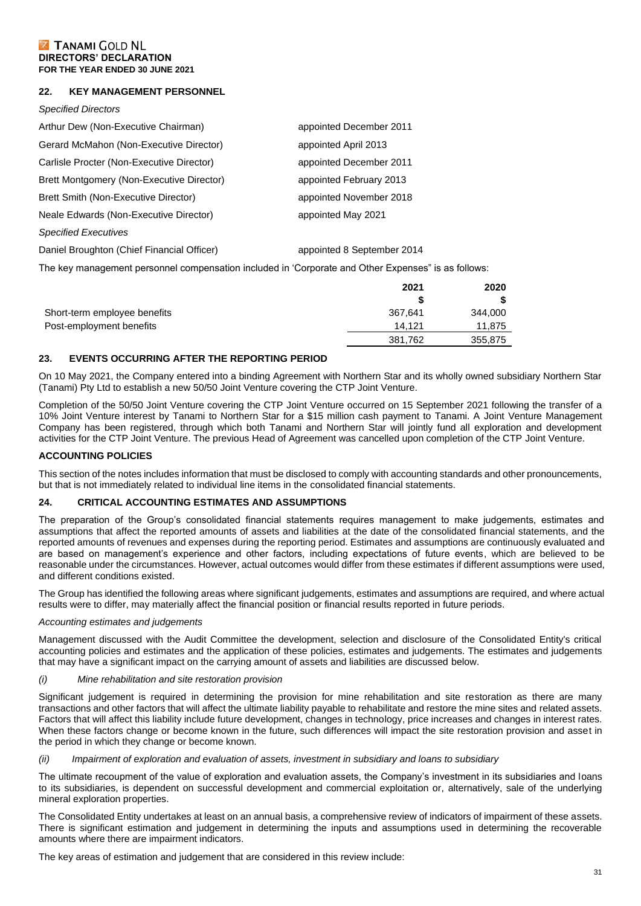## 22. KEY MANAGEMENT PERSONNEL

*Specified Directors*

| | |
|---|---|
| Arthur Dew (Non-Executive Chairman) | appointed December 2011 |
| Gerard McMahon (Non-Executive Director) | appointed April 2013 |
| Carlisle Procter (Non-Executive Director) | appointed December 2011 |
| Brett Montgomery (Non-Executive Director) | appointed February 2013 |
| Brett Smith (Non-Executive Director) | appointed November 2018 |
| Neale Edwards (Non-Executive Director) | appointed May 2021 |

*Specified Executives*

| | |
|---|---|
| Daniel Broughton (Chief Financial Officer) | appointed 8 September 2014 |

The key management personnel compensation included in 'Corporate and Other Expenses" is as follows:

| | 2021<br>$ | 2020<br>$ |
|---|---|---|
| Short-term employee benefits | 367,641 | 344,000 |
| Post-employment benefits | 14,121 | 11,875 |
| | 381,762 | 355,875 |

## 23. EVENTS OCCURRING AFTER THE REPORTING PERIOD

On 10 May 2021, the Company entered into a binding Agreement with Northern Star and its wholly owned subsidiary Northern Star (Tanami) Pty Ltd to establish a new 50/50 Joint Venture covering the CTP Joint Venture.

Completion of the 50/50 Joint Venture covering the CTP Joint Venture occurred on 15 September 2021 following the transfer of a 10% Joint Venture interest by Tanami to Northern Star for a $15 million cash payment to Tanami. A Joint Venture Management Company has been registered, through which both Tanami and Northern Star will jointly fund all exploration and development activities for the CTP Joint Venture. The previous Head of Agreement was cancelled upon completion of the CTP Joint Venture.

## ACCOUNTING POLICIES

This section of the notes includes information that must be disclosed to comply with accounting standards and other pronouncements, but that is not immediately related to individual line items in the consolidated financial statements.

## 24. CRITICAL ACCOUNTING ESTIMATES AND ASSUMPTIONS

The preparation of the Group's consolidated financial statements requires management to make judgements, estimates and assumptions that affect the reported amounts of assets and liabilities at the date of the consolidated financial statements, and the reported amounts of revenues and expenses during the reporting period. Estimates and assumptions are continuously evaluated and are based on management's experience and other factors, including expectations of future events, which are believed to be reasonable under the circumstances. However, actual outcomes would differ from these estimates if different assumptions were used, and different conditions existed.

The Group has identified the following areas where significant judgements, estimates and assumptions are required, and where actual results were to differ, may materially affect the financial position or financial results reported in future periods.

*Accounting estimates and judgements*

Management discussed with the Audit Committee the development, selection and disclosure of the Consolidated Entity's critical accounting policies and estimates and the application of these policies, estimates and judgements. The estimates and judgements that may have a significant impact on the carrying amount of assets and liabilities are discussed below.

*(i) Mine rehabilitation and site restoration provision*

Significant judgement is required in determining the provision for mine rehabilitation and site restoration as there are many transactions and other factors that will affect the ultimate liability payable to rehabilitate and restore the mine sites and related assets. Factors that will affect this liability include future development, changes in technology, price increases and changes in interest rates. When these factors change or become known in the future, such differences will impact the site restoration provision and asset in the period in which they change or become known.

*(ii) Impairment of exploration and evaluation of assets, investment in subsidiary and loans to subsidiary*

The ultimate recoupment of the value of exploration and evaluation assets, the Company's investment in its subsidiaries and loans to its subsidiaries, is dependent on successful development and commercial exploitation or, alternatively, sale of the underlying mineral exploration properties.

The Consolidated Entity undertakes at least on an annual basis, a comprehensive review of indicators of impairment of these assets. There is significant estimation and judgement in determining the inputs and assumptions used in determining the recoverable amounts where there are impairment indicators.

The key areas of estimation and judgement that are considered in this review include: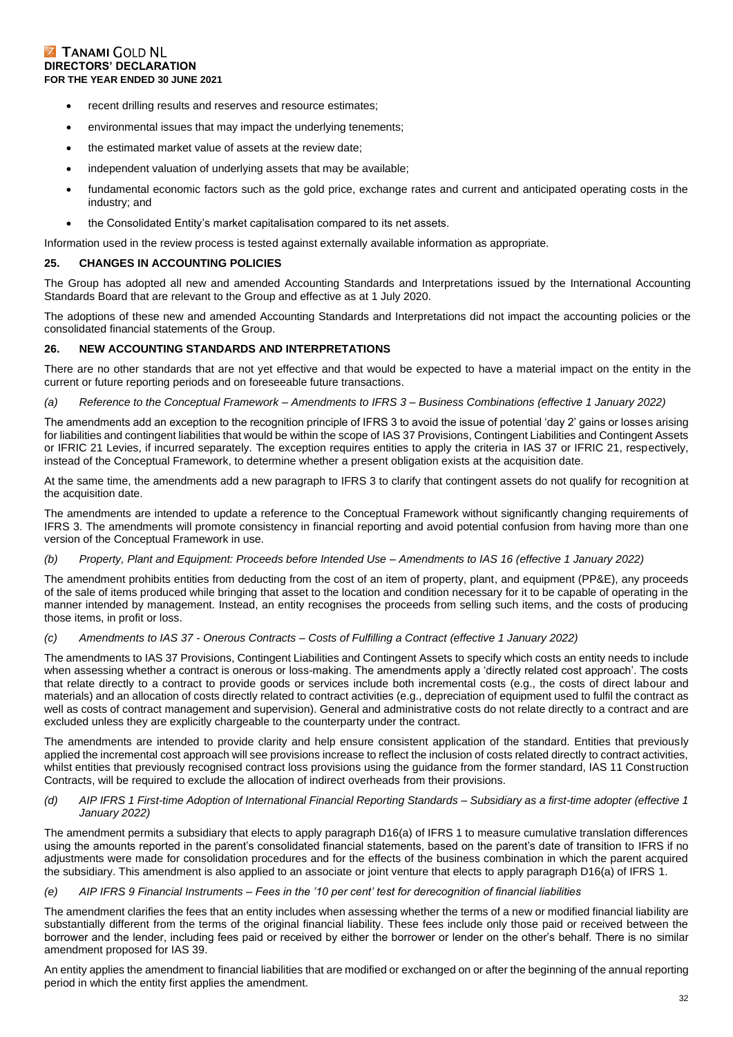- recent drilling results and reserves and resource estimates;
- environmental issues that may impact the underlying tenements;
- the estimated market value of assets at the review date;
- independent valuation of underlying assets that may be available;
- fundamental economic factors such as the gold price, exchange rates and current and anticipated operating costs in the industry; and
- the Consolidated Entity's market capitalisation compared to its net assets.

Information used in the review process is tested against externally available information as appropriate.

## 25. CHANGES IN ACCOUNTING POLICIES

The Group has adopted all new and amended Accounting Standards and Interpretations issued by the International Accounting Standards Board that are relevant to the Group and effective as at 1 July 2020.

The adoptions of these new and amended Accounting Standards and Interpretations did not impact the accounting policies or the consolidated financial statements of the Group.

## 26. NEW ACCOUNTING STANDARDS AND INTERPRETATIONS

There are no other standards that are not yet effective and that would be expected to have a material impact on the entity in the current or future reporting periods and on foreseeable future transactions.

*(a) Reference to the Conceptual Framework – Amendments to IFRS 3 – Business Combinations (effective 1 January 2022)*

The amendments add an exception to the recognition principle of IFRS 3 to avoid the issue of potential 'day 2' gains or losses arising for liabilities and contingent liabilities that would be within the scope of IAS 37 Provisions, Contingent Liabilities and Contingent Assets or IFRIC 21 Levies, if incurred separately. The exception requires entities to apply the criteria in IAS 37 or IFRIC 21, respectively, instead of the Conceptual Framework, to determine whether a present obligation exists at the acquisition date.

At the same time, the amendments add a new paragraph to IFRS 3 to clarify that contingent assets do not qualify for recognition at the acquisition date.

The amendments are intended to update a reference to the Conceptual Framework without significantly changing requirements of IFRS 3. The amendments will promote consistency in financial reporting and avoid potential confusion from having more than one version of the Conceptual Framework in use.

*(b) Property, Plant and Equipment: Proceeds before Intended Use – Amendments to IAS 16 (effective 1 January 2022)*

The amendment prohibits entities from deducting from the cost of an item of property, plant, and equipment (PP&E), any proceeds of the sale of items produced while bringing that asset to the location and condition necessary for it to be capable of operating in the manner intended by management. Instead, an entity recognises the proceeds from selling such items, and the costs of producing those items, in profit or loss.

*(c) Amendments to IAS 37 - Onerous Contracts – Costs of Fulfilling a Contract (effective 1 January 2022)*

The amendments to IAS 37 Provisions, Contingent Liabilities and Contingent Assets to specify which costs an entity needs to include when assessing whether a contract is onerous or loss-making. The amendments apply a 'directly related cost approach'. The costs that relate directly to a contract to provide goods or services include both incremental costs (e.g., the costs of direct labour and materials) and an allocation of costs directly related to contract activities (e.g., depreciation of equipment used to fulfil the contract as well as costs of contract management and supervision). General and administrative costs do not relate directly to a contract and are excluded unless they are explicitly chargeable to the counterparty under the contract.

The amendments are intended to provide clarity and help ensure consistent application of the standard. Entities that previously applied the incremental cost approach will see provisions increase to reflect the inclusion of costs related directly to contract activities, whilst entities that previously recognised contract loss provisions using the guidance from the former standard, IAS 11 Construction Contracts, will be required to exclude the allocation of indirect overheads from their provisions.

*(d) AIP IFRS 1 First-time Adoption of International Financial Reporting Standards – Subsidiary as a first-time adopter (effective 1 January 2022)*

The amendment permits a subsidiary that elects to apply paragraph D16(a) of IFRS 1 to measure cumulative translation differences using the amounts reported in the parent's consolidated financial statements, based on the parent's date of transition to IFRS if no adjustments were made for consolidation procedures and for the effects of the business combination in which the parent acquired the subsidiary. This amendment is also applied to an associate or joint venture that elects to apply paragraph D16(a) of IFRS 1.

*(e) AIP IFRS 9 Financial Instruments – Fees in the '10 per cent' test for derecognition of financial liabilities*

The amendment clarifies the fees that an entity includes when assessing whether the terms of a new or modified financial liability are substantially different from the terms of the original financial liability. These fees include only those paid or received between the borrower and the lender, including fees paid or received by either the borrower or lender on the other's behalf. There is no similar amendment proposed for IAS 39.

An entity applies the amendment to financial liabilities that are modified or exchanged on or after the beginning of the annual reporting period in which the entity first applies the amendment.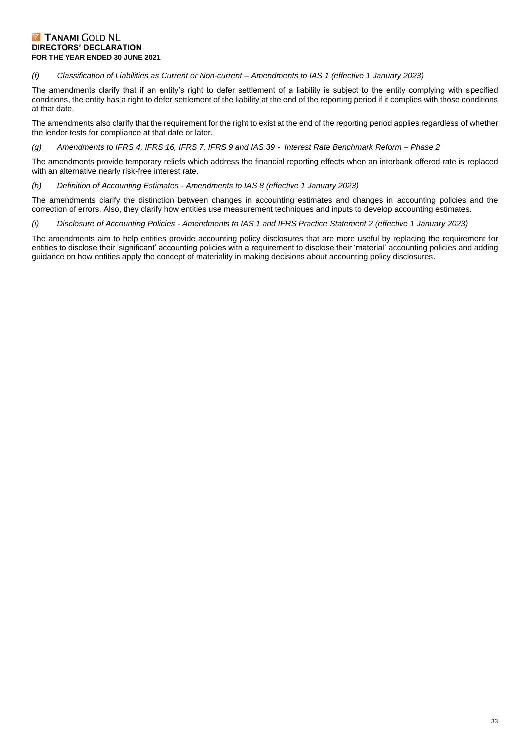*(f) Classification of Liabilities as Current or Non-current – Amendments to IAS 1 (effective 1 January 2023)*

The amendments clarify that if an entity's right to defer settlement of a liability is subject to the entity complying with specified conditions, the entity has a right to defer settlement of the liability at the end of the reporting period if it complies with those conditions at that date.

The amendments also clarify that the requirement for the right to exist at the end of the reporting period applies regardless of whether the lender tests for compliance at that date or later.

*(g) Amendments to IFRS 4, IFRS 16, IFRS 7, IFRS 9 and IAS 39 - Interest Rate Benchmark Reform – Phase 2*

The amendments provide temporary reliefs which address the financial reporting effects when an interbank offered rate is replaced with an alternative nearly risk-free interest rate.

*(h) Definition of Accounting Estimates - Amendments to IAS 8 (effective 1 January 2023)*

The amendments clarify the distinction between changes in accounting estimates and changes in accounting policies and the correction of errors. Also, they clarify how entities use measurement techniques and inputs to develop accounting estimates.

*(i) Disclosure of Accounting Policies - Amendments to IAS 1 and IFRS Practice Statement 2 (effective 1 January 2023)*

The amendments aim to help entities provide accounting policy disclosures that are more useful by replacing the requirement for entities to disclose their 'significant' accounting policies with a requirement to disclose their 'material' accounting policies and adding guidance on how entities apply the concept of materiality in making decisions about accounting policy disclosures.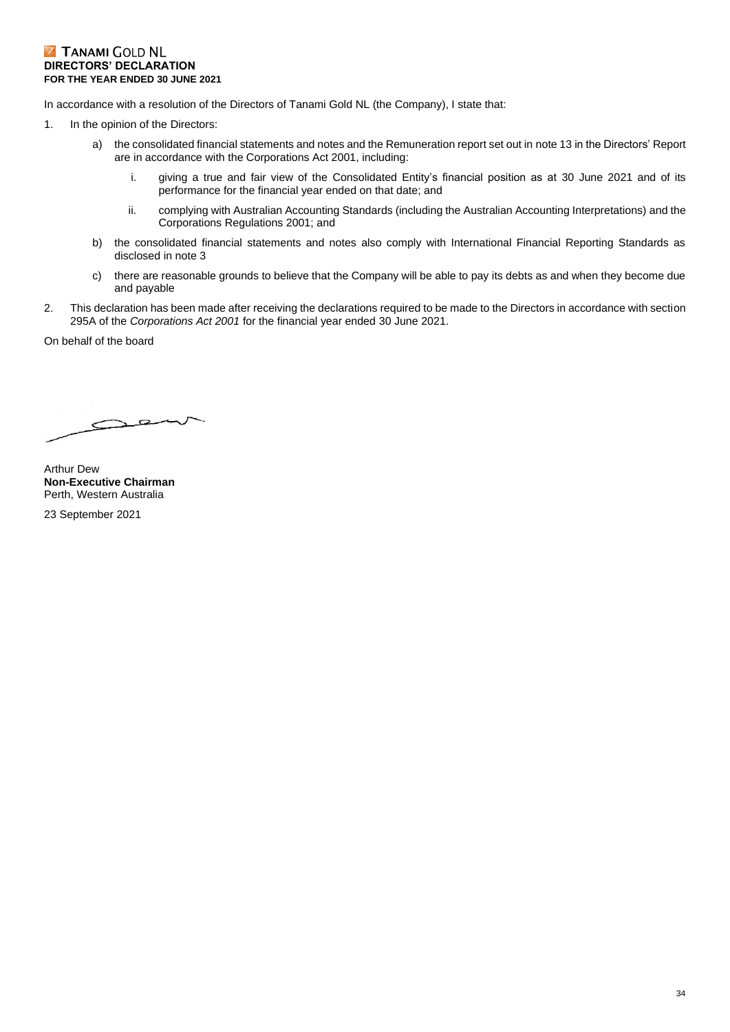**TANAMI GOLD NL**
**DIRECTORS' DECLARATION**
**FOR THE YEAR ENDED 30 JUNE 2021**

In accordance with a resolution of the Directors of Tanami Gold NL (the Company), I state that:

1. In the opinion of the Directors:

   a) the consolidated financial statements and notes and the Remuneration report set out in note 13 in the Directors' Report are in accordance with the Corporations Act 2001, including:

      i. giving a true and fair view of the Consolidated Entity's financial position as at 30 June 2021 and of its performance for the financial year ended on that date; and

      ii. complying with Australian Accounting Standards (including the Australian Accounting Interpretations) and the Corporations Regulations 2001; and

   b) the consolidated financial statements and notes also comply with International Financial Reporting Standards as disclosed in note 3

   c) there are reasonable grounds to believe that the Company will be able to pay its debts as and when they become due and payable

2. This declaration has been made after receiving the declarations required to be made to the Directors in accordance with section 295A of the *Corporations Act 2001* for the financial year ended 30 June 2021.

On behalf of the board

Arthur Dew
**Non-Executive Chairman**
Perth, Western Australia

23 September 2021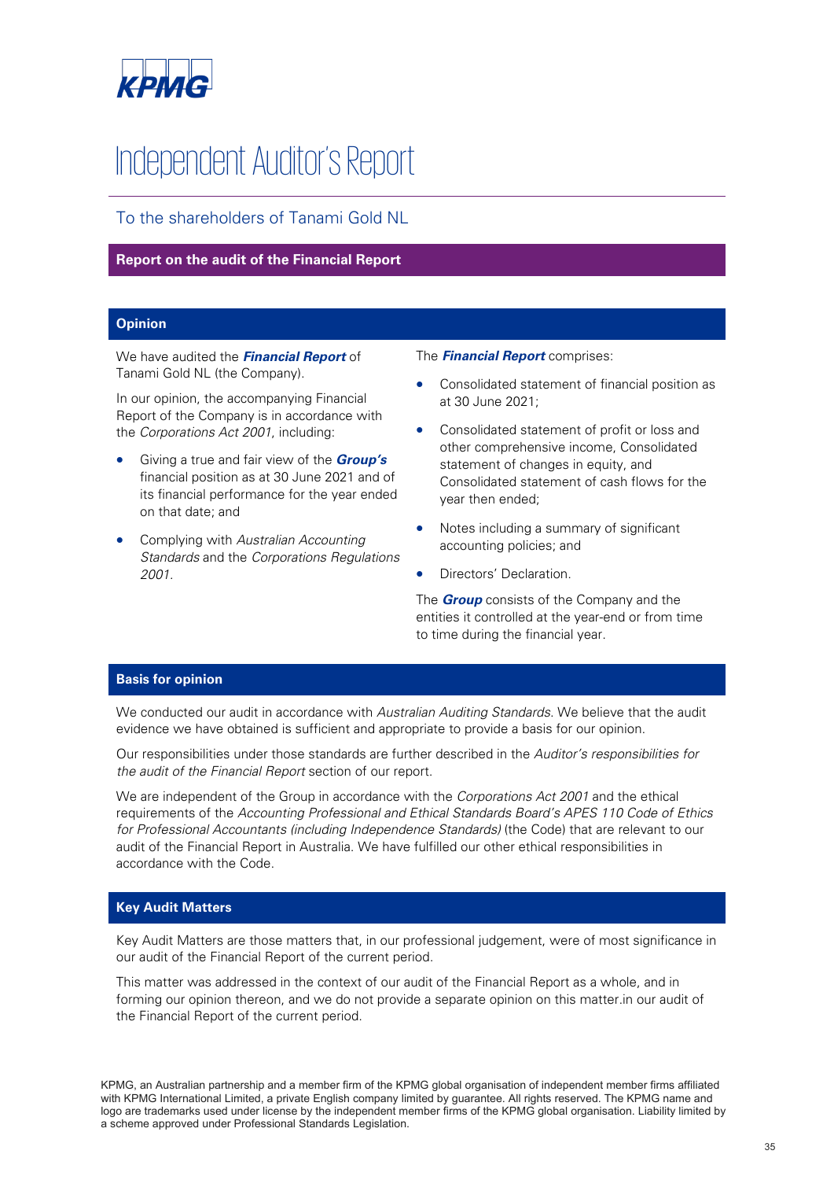# Independent Auditor's Report

## To the shareholders of Tanami Gold NL

### Report on the audit of the Financial Report

### Opinion

We have audited the ***Financial Report*** of Tanami Gold NL (the Company).

In our opinion, the accompanying Financial Report of the Company is in accordance with the *Corporations Act 2001*, including:

- Giving a true and fair view of the ***Group's*** financial position as at 30 June 2021 and of its financial performance for the year ended on that date; and
- Complying with *Australian Accounting Standards* and the *Corporations Regulations 2001*.

The ***Financial Report*** comprises:

- Consolidated statement of financial position as at 30 June 2021;
- Consolidated statement of profit or loss and other comprehensive income, Consolidated statement of changes in equity, and Consolidated statement of cash flows for the year then ended;
- Notes including a summary of significant accounting policies; and
- Directors' Declaration.

The ***Group*** consists of the Company and the entities it controlled at the year-end or from time to time during the financial year.

### Basis for opinion

We conducted our audit in accordance with *Australian Auditing Standards*. We believe that the audit evidence we have obtained is sufficient and appropriate to provide a basis for our opinion.

Our responsibilities under those standards are further described in the *Auditor's responsibilities for the audit of the Financial Report* section of our report.

We are independent of the Group in accordance with the *Corporations Act 2001* and the ethical requirements of the *Accounting Professional and Ethical Standards Board's APES 110 Code of Ethics for Professional Accountants (including Independence Standards)* (the Code) that are relevant to our audit of the Financial Report in Australia. We have fulfilled our other ethical responsibilities in accordance with the Code.

### Key Audit Matters

Key Audit Matters are those matters that, in our professional judgement, were of most significance in our audit of the Financial Report of the current period.

This matter was addressed in the context of our audit of the Financial Report as a whole, and in forming our opinion thereon, and we do not provide a separate opinion on this matter.in our audit of the Financial Report of the current period.

KPMG, an Australian partnership and a member firm of the KPMG global organisation of independent member firms affiliated with KPMG International Limited, a private English company limited by guarantee. All rights reserved. The KPMG name and logo are trademarks used under license by the independent member firms of the KPMG global organisation. Liability limited by a scheme approved under Professional Standards Legislation.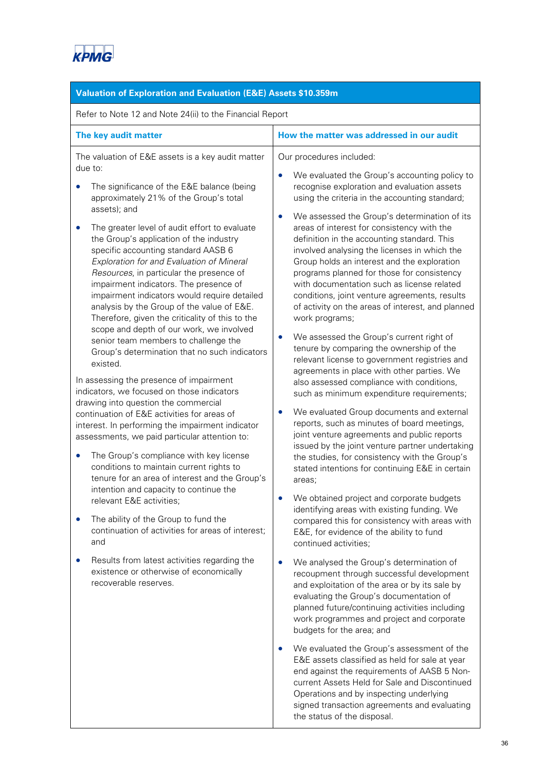| Valuation of Exploration and Evaluation (E&E) Assets $10.359m | |
|---|---|
| Refer to Note 12 and Note 24(ii) to the Financial Report | |
| **The key audit matter** | **How the matter was addressed in our audit** |
| The valuation of E&E assets is a key audit matter due to:<br><br>• The significance of the E&E balance (being approximately 21% of the Group's total assets); and<br>• The greater level of audit effort to evaluate the Group's application of the industry specific accounting standard AASB 6 *Exploration for and Evaluation of Mineral Resources*, in particular the presence of impairment indicators. The presence of impairment indicators would require detailed analysis by the Group of the value of E&E. Therefore, given the criticality of this to the scope and depth of our work, we involved senior team members to challenge the Group's determination that no such indicators existed.<br><br>In assessing the presence of impairment indicators, we focused on those indicators drawing into question the commercial continuation of E&E activities for areas of interest. In performing the impairment indicator assessments, we paid particular attention to:<br><br>• The Group's compliance with key license conditions to maintain current rights to tenure for an area of interest and the Group's intention and capacity to continue the relevant E&E activities;<br>• The ability of the Group to fund the continuation of activities for areas of interest; and<br>• Results from latest activities regarding the existence or otherwise of economically recoverable reserves. | Our procedures included:<br><br>• We evaluated the Group's accounting policy to recognise exploration and evaluation assets using the criteria in the accounting standard;<br>• We assessed the Group's determination of its areas of interest for consistency with the definition in the accounting standard. This involved analysing the licenses in which the Group holds an interest and the exploration programs planned for those for consistency with documentation such as license related conditions, joint venture agreements, results of activity on the areas of interest, and planned work programs;<br>• We assessed the Group's current right of tenure by comparing the ownership of the relevant license to government registries and agreements in place with other parties. We also assessed compliance with conditions, such as minimum expenditure requirements;<br>• We evaluated Group documents and external reports, such as minutes of board meetings, joint venture agreements and public reports issued by the joint venture partner undertaking the studies, for consistency with the Group's stated intentions for continuing E&E in certain areas;<br>• We obtained project and corporate budgets identifying areas with existing funding. We compared this for consistency with areas with E&E, for evidence of the ability to fund continued activities;<br>• We analysed the Group's determination of recoupment through successful development and exploitation of the area or by its sale by evaluating the Group's documentation of planned future/continuing activities including work programmes and project and corporate budgets for the area; and<br>• We evaluated the Group's assessment of the E&E assets classified as held for sale at year end against the requirements of AASB 5 Non-current Assets Held for Sale and Discontinued Operations and by inspecting underlying signed transaction agreements and evaluating the status of the disposal. |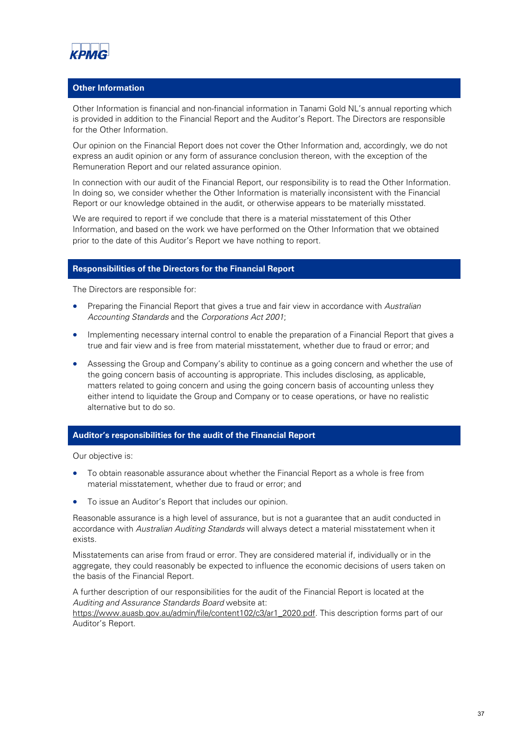## Other Information

Other Information is financial and non-financial information in Tanami Gold NL's annual reporting which is provided in addition to the Financial Report and the Auditor's Report. The Directors are responsible for the Other Information.

Our opinion on the Financial Report does not cover the Other Information and, accordingly, we do not express an audit opinion or any form of assurance conclusion thereon, with the exception of the Remuneration Report and our related assurance opinion.

In connection with our audit of the Financial Report, our responsibility is to read the Other Information. In doing so, we consider whether the Other Information is materially inconsistent with the Financial Report or our knowledge obtained in the audit, or otherwise appears to be materially misstated.

We are required to report if we conclude that there is a material misstatement of this Other Information, and based on the work we have performed on the Other Information that we obtained prior to the date of this Auditor's Report we have nothing to report.

## Responsibilities of the Directors for the Financial Report

The Directors are responsible for:

- Preparing the Financial Report that gives a true and fair view in accordance with *Australian Accounting Standards* and the *Corporations Act 2001*;
- Implementing necessary internal control to enable the preparation of a Financial Report that gives a true and fair view and is free from material misstatement, whether due to fraud or error; and
- Assessing the Group and Company's ability to continue as a going concern and whether the use of the going concern basis of accounting is appropriate. This includes disclosing, as applicable, matters related to going concern and using the going concern basis of accounting unless they either intend to liquidate the Group and Company or to cease operations, or have no realistic alternative but to do so.

## Auditor's responsibilities for the audit of the Financial Report

Our objective is:

- To obtain reasonable assurance about whether the Financial Report as a whole is free from material misstatement, whether due to fraud or error; and
- To issue an Auditor's Report that includes our opinion.

Reasonable assurance is a high level of assurance, but is not a guarantee that an audit conducted in accordance with *Australian Auditing Standards* will always detect a material misstatement when it exists.

Misstatements can arise from fraud or error. They are considered material if, individually or in the aggregate, they could reasonably be expected to influence the economic decisions of users taken on the basis of the Financial Report.

A further description of our responsibilities for the audit of the Financial Report is located at the *Auditing and Assurance Standards Board* website at: https://www.auasb.gov.au/admin/file/content102/c3/ar1_2020.pdf. This description forms part of our Auditor's Report.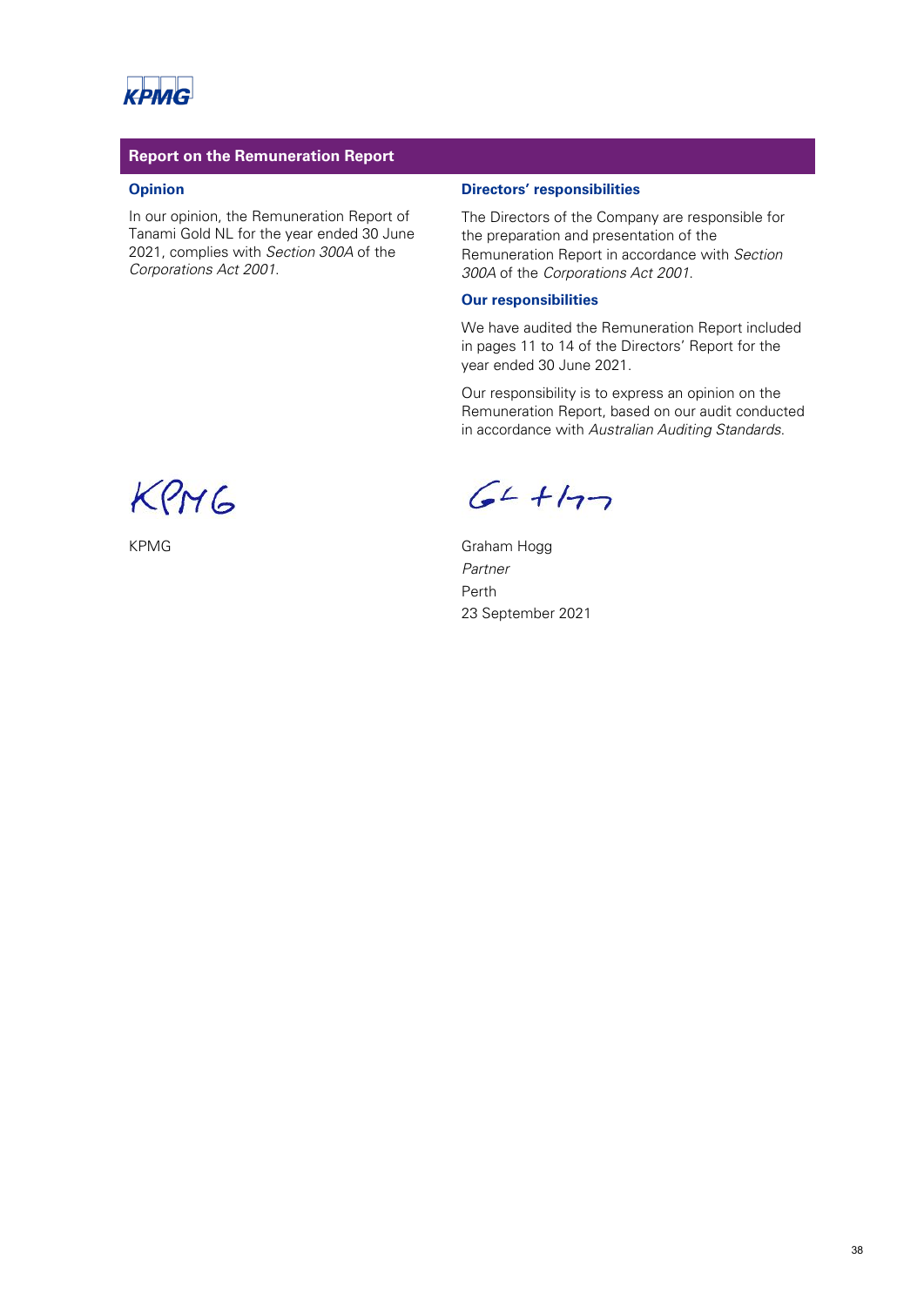## Report on the Remuneration Report

### Opinion

In our opinion, the Remuneration Report of Tanami Gold NL for the year ended 30 June 2021, complies with *Section 300A* of the *Corporations Act 2001*.

### Directors' responsibilities

The Directors of the Company are responsible for the preparation and presentation of the Remuneration Report in accordance with *Section 300A* of the *Corporations Act 2001*.

### Our responsibilities

We have audited the Remuneration Report included in pages 11 to 14 of the Directors' Report for the year ended 30 June 2021.

Our responsibility is to express an opinion on the Remuneration Report, based on our audit conducted in accordance with *Australian Auditing Standards*.

KPMG

Graham Hogg
*Partner*
Perth
23 September 2021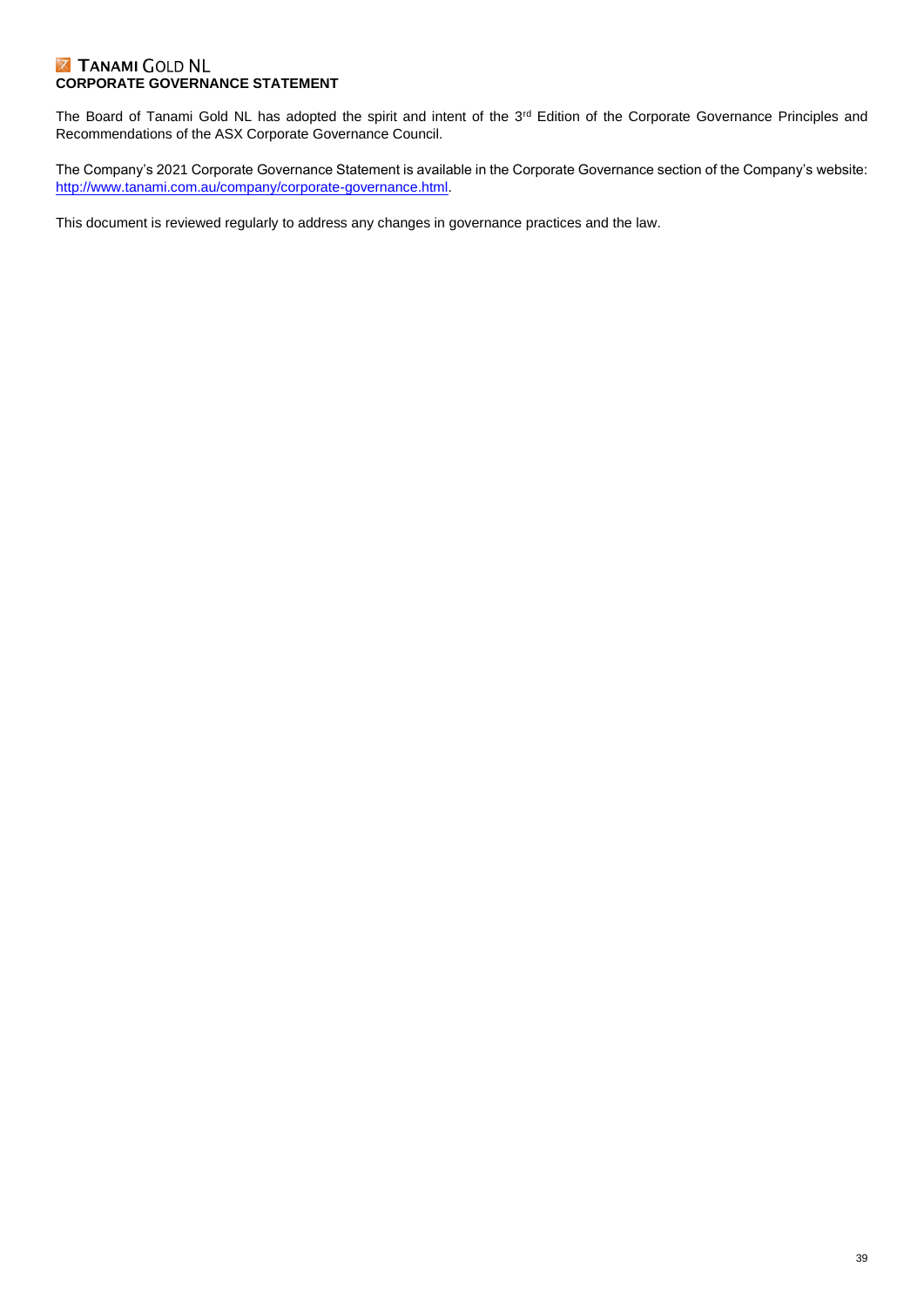**TANAMI GOLD NL**

# CORPORATE GOVERNANCE STATEMENT

The Board of Tanami Gold NL has adopted the spirit and intent of the 3rd Edition of the Corporate Governance Principles and Recommendations of the ASX Corporate Governance Council.

The Company's 2021 Corporate Governance Statement is available in the Corporate Governance section of the Company's website: http://www.tanami.com.au/company/corporate-governance.html.

This document is reviewed regularly to address any changes in governance practices and the law.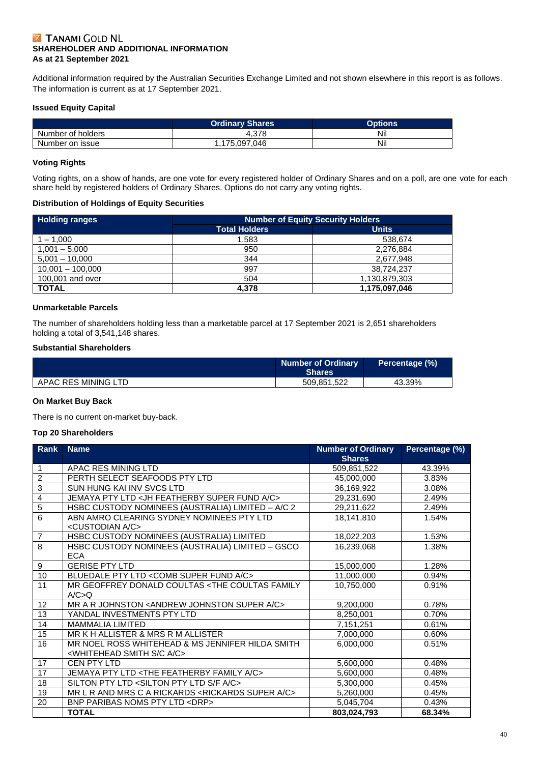# TANAMI GOLD NL
## SHAREHOLDER AND ADDITIONAL INFORMATION
### As at 21 September 2021

Additional information required by the Australian Securities Exchange Limited and not shown elsewhere in this report is as follows. The information is current as at 17 September 2021.

**Issued Equity Capital**

| | Ordinary Shares | Options |
|---|---|---|
| Number of holders | 4,378 | Nil |
| Number on issue | 1,175,097,046 | Nil |

**Voting Rights**

Voting rights, on a show of hands, are one vote for every registered holder of Ordinary Shares and on a poll, are one vote for each share held by registered holders of Ordinary Shares. Options do not carry any voting rights.

**Distribution of Holdings of Equity Securities**

| Holding ranges | Number of Equity Security Holders | |
|---|---|---|
| | Total Holders | Units |
| 1 – 1,000 | 1,583 | 538,674 |
| 1,001 – 5,000 | 950 | 2,276,884 |
| 5,001 – 10,000 | 344 | 2,677,948 |
| 10,001 – 100,000 | 997 | 38,724,237 |
| 100,001 and over | 504 | 1,130,879,303 |
| **TOTAL** | **4,378** | **1,175,097,046** |

**Unmarketable Parcels**

The number of shareholders holding less than a marketable parcel at 17 September 2021 is 2,651 shareholders holding a total of 3,541,148 shares.

**Substantial Shareholders**

| | Number of Ordinary Shares | Percentage (%) |
|---|---|---|
| APAC RES MINING LTD | 509,851,522 | 43.39% |

**On Market Buy Back**

There is no current on-market buy-back.

**Top 20 Shareholders**

| Rank | Name | Number of Ordinary Shares | Percentage (%) |
|---|---|---|---|
| 1 | APAC RES MINING LTD | 509,851,522 | 43.39% |
| 2 | PERTH SELECT SEAFOODS PTY LTD | 45,000,000 | 3.83% |
| 3 | SUN HUNG KAI INV SVCS LTD | 36,169,922 | 3.08% |
| 4 | JEMAYA PTY LTD <JH FEATHERBY SUPER FUND A/C> | 29,231,690 | 2.49% |
| 5 | HSBC CUSTODY NOMINEES (AUSTRALIA) LIMITED – A/C 2 | 29,211,622 | 2.49% |
| 6 | ABN AMRO CLEARING SYDNEY NOMINEES PTY LTD <CUSTODIAN A/C> | 18,141,810 | 1.54% |
| 7 | HSBC CUSTODY NOMINEES (AUSTRALIA) LIMITED | 18,022,203 | 1.53% |
| 8 | HSBC CUSTODY NOMINEES (AUSTRALIA) LIMITED – GSCO ECA | 16,239,068 | 1.38% |
| 9 | GERISE PTY LTD | 15,000,000 | 1.28% |
| 10 | BLUEDALE PTY LTD <COMB SUPER FUND A/C> | 11,000,000 | 0.94% |
| 11 | MR GEOFFREY DONALD COULTAS <THE COULTAS FAMILY A/C>Q | 10,750,000 | 0.91% |
| 12 | MR A R JOHNSTON <ANDREW JOHNSTON SUPER A/C> | 9,200,000 | 0.78% |
| 13 | YANDAL INVESTMENTS PTY LTD | 8,250,001 | 0.70% |
| 14 | MAMMALIA LIMITED | 7,151,251 | 0.61% |
| 15 | MR K H ALLISTER & MRS R M ALLISTER | 7,000,000 | 0.60% |
| 16 | MR NOEL ROSS WHITEHEAD & MS JENNIFER HILDA SMITH <WHITEHEAD SMITH S/C A/C> | 6,000,000 | 0.51% |
| 17 | CEN PTY LTD | 5,600,000 | 0.48% |
| 17 | JEMAYA PTY LTD <THE FEATHERBY FAMILY A/C> | 5,600,000 | 0.48% |
| 18 | SILTON PTY LTD <SILTON PTY LTD S/F A/C> | 5,300,000 | 0.45% |
| 19 | MR L R AND MRS C A RICKARDS <RICKARDS SUPER A/C> | 5,260,000 | 0.45% |
| 20 | BNP PARIBAS NOMS PTY LTD <DRP> | 5,045,704 | 0.43% |
| | **TOTAL** | **803,024,793** | **68.34%** |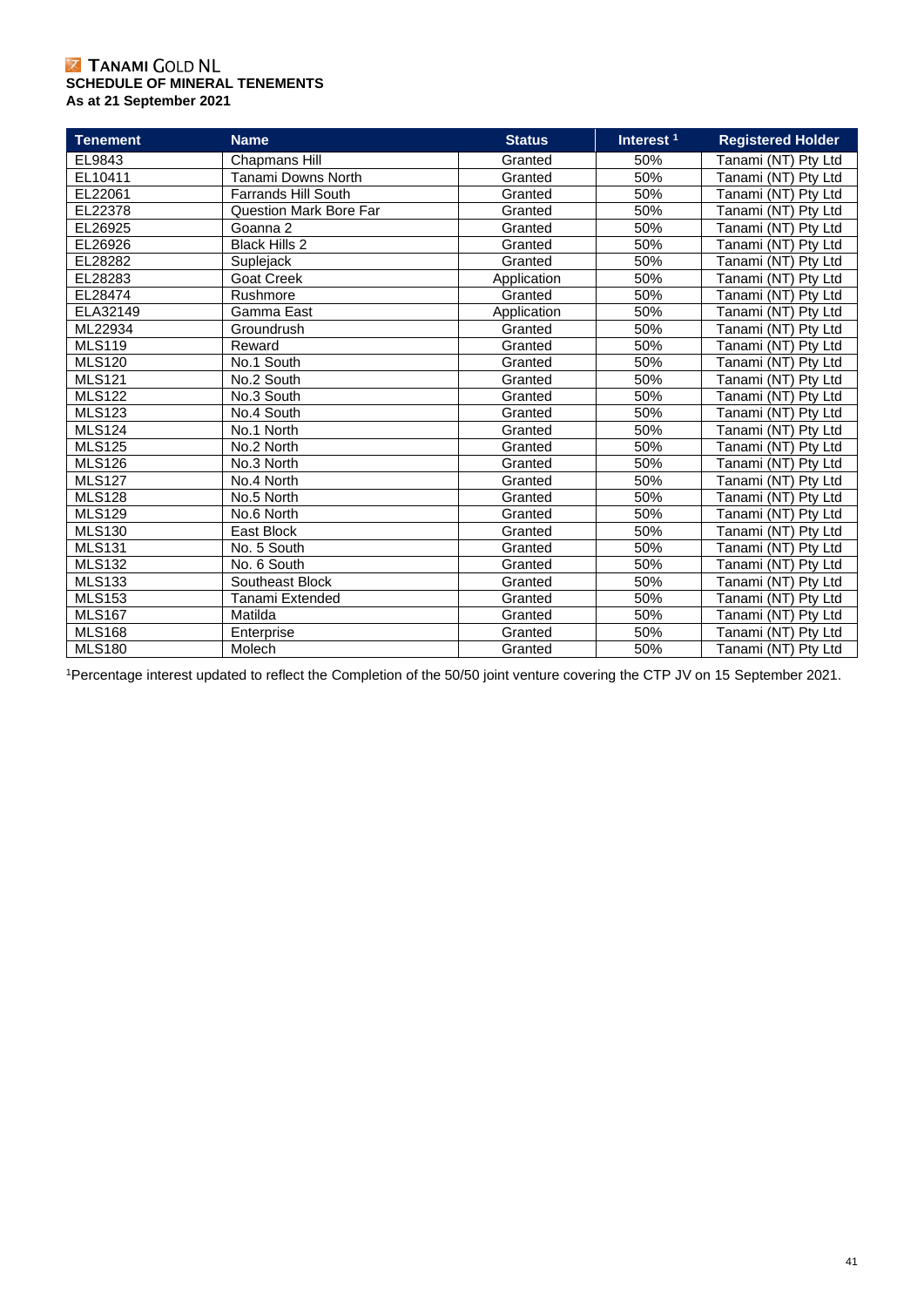**TANAMI GOLD NL**
**SCHEDULE OF MINERAL TENEMENTS**
**As at 21 September 2021**

| Tenement | Name | Status | Interest [1] | Registered Holder |
|---|---|---|---|---|
| EL9843 | Chapmans Hill | Granted | 50% | Tanami (NT) Pty Ltd |
| EL10411 | Tanami Downs North | Granted | 50% | Tanami (NT) Pty Ltd |
| EL22061 | Farrands Hill South | Granted | 50% | Tanami (NT) Pty Ltd |
| EL22378 | Question Mark Bore Far | Granted | 50% | Tanami (NT) Pty Ltd |
| EL26925 | Goanna 2 | Granted | 50% | Tanami (NT) Pty Ltd |
| EL26926 | Black Hills 2 | Granted | 50% | Tanami (NT) Pty Ltd |
| EL28282 | Suplejack | Granted | 50% | Tanami (NT) Pty Ltd |
| EL28283 | Goat Creek | Application | 50% | Tanami (NT) Pty Ltd |
| EL28474 | Rushmore | Granted | 50% | Tanami (NT) Pty Ltd |
| ELA32149 | Gamma East | Application | 50% | Tanami (NT) Pty Ltd |
| ML22934 | Groundrush | Granted | 50% | Tanami (NT) Pty Ltd |
| MLS119 | Reward | Granted | 50% | Tanami (NT) Pty Ltd |
| MLS120 | No.1 South | Granted | 50% | Tanami (NT) Pty Ltd |
| MLS121 | No.2 South | Granted | 50% | Tanami (NT) Pty Ltd |
| MLS122 | No.3 South | Granted | 50% | Tanami (NT) Pty Ltd |
| MLS123 | No.4 South | Granted | 50% | Tanami (NT) Pty Ltd |
| MLS124 | No.1 North | Granted | 50% | Tanami (NT) Pty Ltd |
| MLS125 | No.2 North | Granted | 50% | Tanami (NT) Pty Ltd |
| MLS126 | No.3 North | Granted | 50% | Tanami (NT) Pty Ltd |
| MLS127 | No.4 North | Granted | 50% | Tanami (NT) Pty Ltd |
| MLS128 | No.5 North | Granted | 50% | Tanami (NT) Pty Ltd |
| MLS129 | No.6 North | Granted | 50% | Tanami (NT) Pty Ltd |
| MLS130 | East Block | Granted | 50% | Tanami (NT) Pty Ltd |
| MLS131 | No. 5 South | Granted | 50% | Tanami (NT) Pty Ltd |
| MLS132 | No. 6 South | Granted | 50% | Tanami (NT) Pty Ltd |
| MLS133 | Southeast Block | Granted | 50% | Tanami (NT) Pty Ltd |
| MLS153 | Tanami Extended | Granted | 50% | Tanami (NT) Pty Ltd |
| MLS167 | Matilda | Granted | 50% | Tanami (NT) Pty Ltd |
| MLS168 | Enterprise | Granted | 50% | Tanami (NT) Pty Ltd |
| MLS180 | Molech | Granted | 50% | Tanami (NT) Pty Ltd |

[1]Percentage interest updated to reflect the Completion of the 50/50 joint venture covering the CTP JV on 15 September 2021.